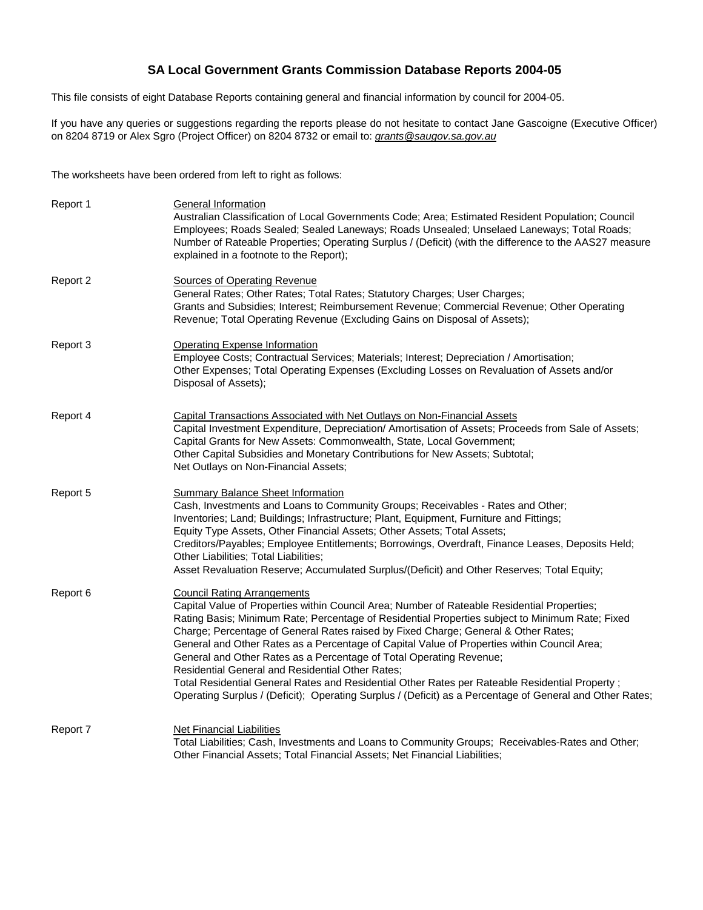# SA Local Government Grants Commission Database Reports 2004-05

This file consists of eight Database Reports containing general and financial information by council for 2004-05.

If you have any queries or suggestions regarding the reports please do not hesitate to contact Jane Gascoigne (Executive Officer) on 8204 8719 or Alex Sgro (Project Officer) on 8204 8732 or email to: *grants@saugov.sa.gov.au*

The worksheets have been ordered from left to right as follows:

Report 1 — General Information
Australian Classification of Local Governments Code; Area; Estimated Resident Population; Council Employees; Roads Sealed; Sealed Laneways; Roads Unsealed; Unselaed Laneways; Total Roads; Number of Rateable Properties; Operating Surplus / (Deficit) (with the difference to the AAS27 measure explained in a footnote to the Report);

Report 2 — Sources of Operating Revenue
General Rates; Other Rates; Total Rates; Statutory Charges; User Charges;
Grants and Subsidies; Interest; Reimbursement Revenue; Commercial Revenue; Other Operating Revenue; Total Operating Revenue (Excluding Gains on Disposal of Assets);

Report 3 — Operating Expense Information
Employee Costs; Contractual Services; Materials; Interest; Depreciation / Amortisation;
Other Expenses; Total Operating Expenses (Excluding Losses on Revaluation of Assets and/or Disposal of Assets);

Report 4 — Capital Transactions Associated with Net Outlays on Non-Financial Assets
Capital Investment Expenditure, Depreciation/ Amortisation of Assets; Proceeds from Sale of Assets;
Capital Grants for New Assets: Commonwealth, State, Local Government;
Other Capital Subsidies and Monetary Contributions for New Assets; Subtotal;
Net Outlays on Non-Financial Assets;

Report 5 — Summary Balance Sheet Information
Cash, Investments and Loans to Community Groups; Receivables - Rates and Other;
Inventories; Land; Buildings; Infrastructure; Plant, Equipment, Furniture and Fittings;
Equity Type Assets, Other Financial Assets; Other Assets; Total Assets;
Creditors/Payables; Employee Entitlements; Borrowings, Overdraft, Finance Leases, Deposits Held;
Other Liabilities; Total Liabilities;
Asset Revaluation Reserve; Accumulated Surplus/(Deficit) and Other Reserves; Total Equity;

Report 6 — Council Rating Arrangements
Capital Value of Properties within Council Area; Number of Rateable Residential Properties;
Rating Basis; Minimum Rate; Percentage of Residential Properties subject to Minimum Rate; Fixed Charge; Percentage of General Rates raised by Fixed Charge; General & Other Rates;
General and Other Rates as a Percentage of Capital Value of Properties within Council Area;
General and Other Rates as a Percentage of Total Operating Revenue;
Residential General and Residential Other Rates;
Total Residential General Rates and Residential Other Rates per Rateable Residential Property ;
Operating Surplus / (Deficit); Operating Surplus / (Deficit) as a Percentage of General and Other Rates;

Report 7 — Net Financial Liabilities
Total Liabilities; Cash, Investments and Loans to Community Groups; Receivables-Rates and Other;
Other Financial Assets; Total Financial Assets; Net Financial Liabilities;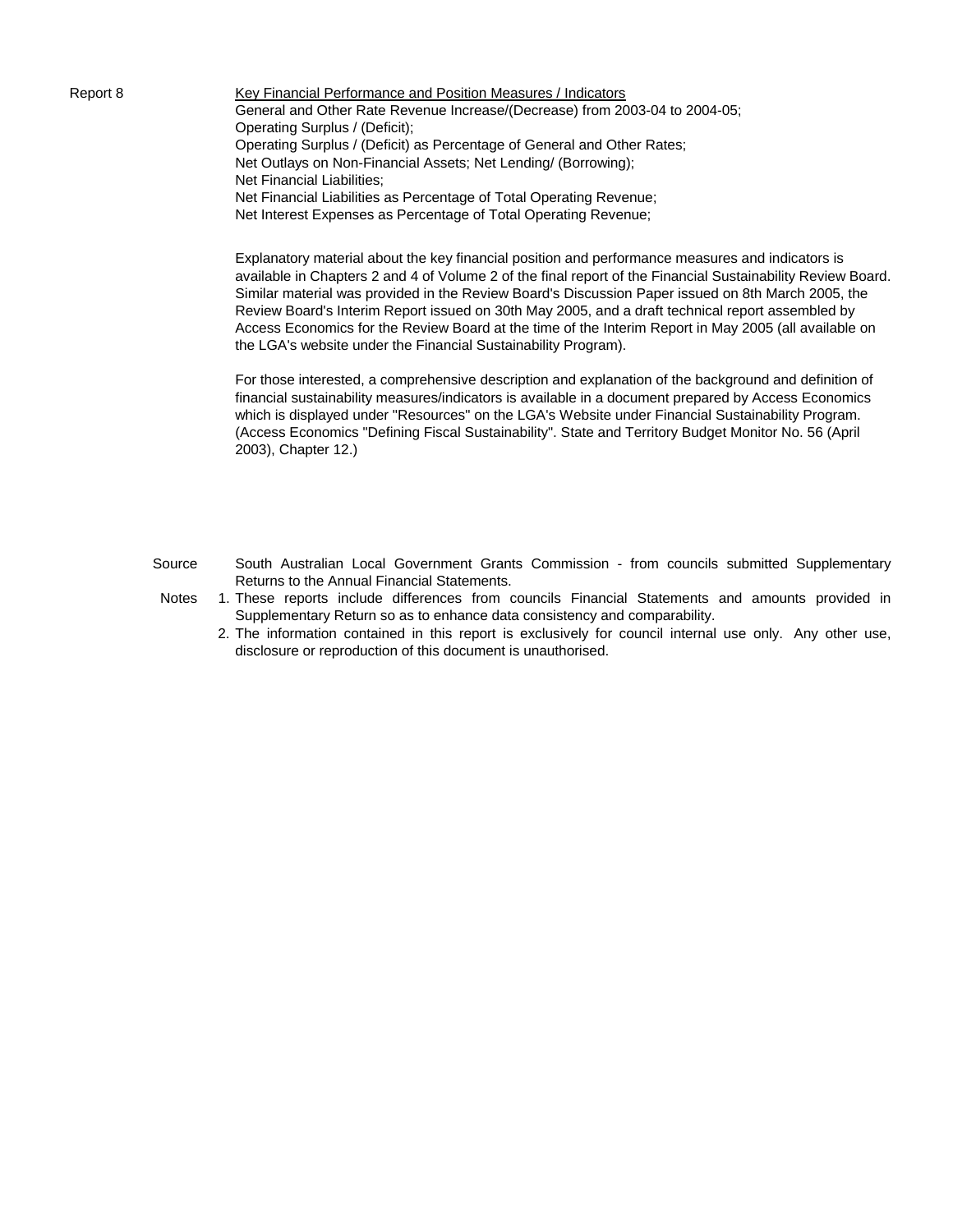Report 8

<u>Key Financial Performance and Position Measures / Indicators</u>

General and Other Rate Revenue Increase/(Decrease) from 2003-04 to 2004-05;
Operating Surplus / (Deficit);
Operating Surplus / (Deficit) as Percentage of General and Other Rates;
Net Outlays on Non-Financial Assets; Net Lending/ (Borrowing);
Net Financial Liabilities;
Net Financial Liabilities as Percentage of Total Operating Revenue;
Net Interest Expenses as Percentage of Total Operating Revenue;

Explanatory material about the key financial position and performance measures and indicators is available in Chapters 2 and 4 of Volume 2 of the final report of the Financial Sustainability Review Board. Similar material was provided in the Review Board's Discussion Paper issued on 8th March 2005, the Review Board's Interim Report issued on 30th May 2005, and a draft technical report assembled by Access Economics for the Review Board at the time of the Interim Report in May 2005 (all available on the LGA's website under the Financial Sustainability Program).

For those interested, a comprehensive description and explanation of the background and definition of financial sustainability measures/indicators is available in a document prepared by Access Economics which is displayed under "Resources" on the LGA's Website under Financial Sustainability Program. (Access Economics "Defining Fiscal Sustainability". State and Territory Budget Monitor No. 56 (April 2003), Chapter 12.)

Source: South Australian Local Government Grants Commission - from councils submitted Supplementary Returns to the Annual Financial Statements.

Notes:
1. These reports include differences from councils Financial Statements and amounts provided in Supplementary Return so as to enhance data consistency and comparability.
2. The information contained in this report is exclusively for council internal use only. Any other use, disclosure or reproduction of this document is unauthorised.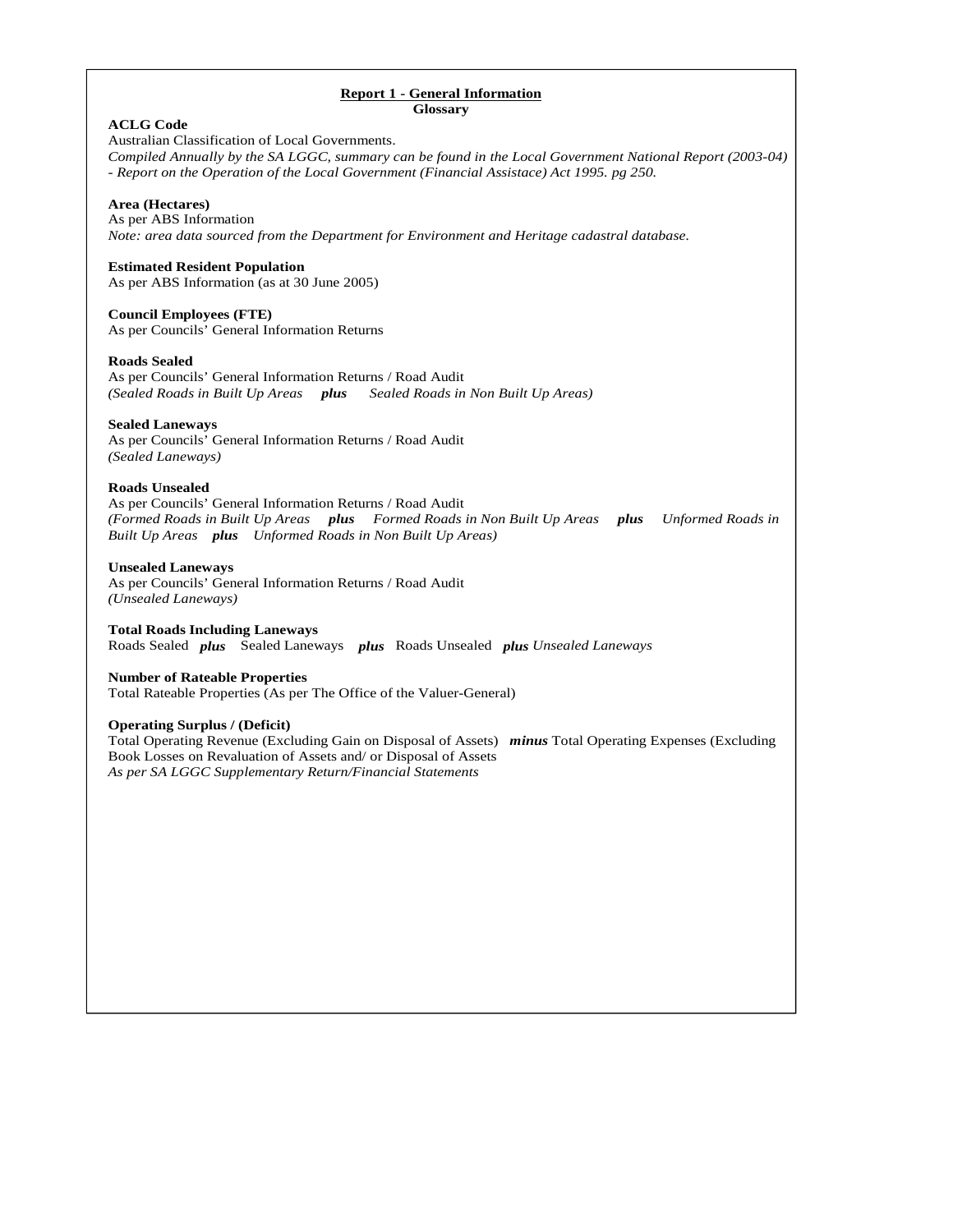## Report 1 - General Information

### Glossary

**ACLG Code**

Australian Classification of Local Governments.

*Compiled Annually by the SA LGGC, summary can be found in the Local Government National Report (2003-04) - Report on the Operation of the Local Government (Financial Assistace) Act 1995. pg 250.*

**Area (Hectares)**

As per ABS Information

*Note: area data sourced from the Department for Environment and Heritage cadastral database.*

**Estimated Resident Population**

As per ABS Information (as at 30 June 2005)

**Council Employees (FTE)**

As per Councils' General Information Returns

**Roads Sealed**

As per Councils' General Information Returns / Road Audit

*(Sealed Roads in Built Up Areas* ***plus*** *Sealed Roads in Non Built Up Areas)*

**Sealed Laneways**

As per Councils' General Information Returns / Road Audit

*(Sealed Laneways)*

**Roads Unsealed**

As per Councils' General Information Returns / Road Audit

*(Formed Roads in Built Up Areas* ***plus*** *Formed Roads in Non Built Up Areas* ***plus*** *Unformed Roads in Built Up Areas* ***plus*** *Unformed Roads in Non Built Up Areas)*

**Unsealed Laneways**

As per Councils' General Information Returns / Road Audit

*(Unsealed Laneways)*

**Total Roads Including Laneways**

Roads Sealed ***plus*** Sealed Laneways ***plus*** Roads Unsealed ***plus*** *Unsealed Laneways*

**Number of Rateable Properties**

Total Rateable Properties (As per The Office of the Valuer-General)

**Operating Surplus / (Deficit)**

Total Operating Revenue (Excluding Gain on Disposal of Assets) ***minus*** Total Operating Expenses (Excluding Book Losses on Revaluation of Assets and/ or Disposal of Assets

*As per SA LGGC Supplementary Return/Financial Statements*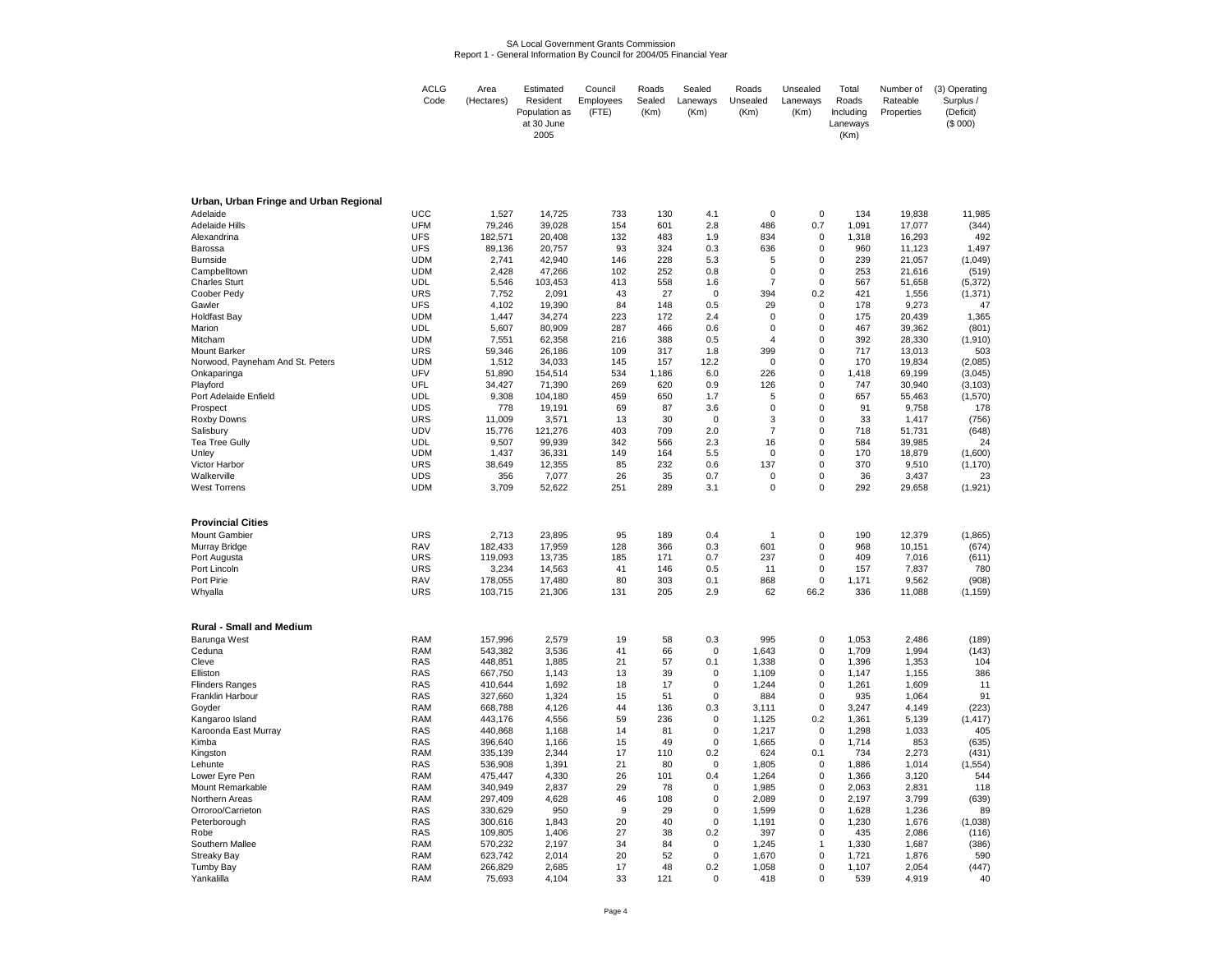SA Local Government Grants Commission
Report 1 - General Information By Council for 2004/05 Financial Year

| | ACLG Code | Area (Hectares) | Estimated Resident Population as at 30 June 2005 | Council Employees (FTE) | Roads Sealed (Km) | Sealed Laneways (Km) | Roads Unsealed (Km) | Unsealed Laneways (Km) | Total Roads Including Laneways (Km) | Number of Rateable Properties | (3) Operating Surplus / (Deficit) ($ 000) |
|---|---|---|---|---|---|---|---|---|---|---|---|
| **Urban, Urban Fringe and Urban Regional** | | | | | | | | | | | |
| Adelaide | UCC | 1,527 | 14,725 | 733 | 130 | 4.1 | 0 | 0 | 134 | 19,838 | 11,985 |
| Adelaide Hills | UFM | 79,246 | 39,028 | 154 | 601 | 2.8 | 486 | 0.7 | 1,091 | 17,077 | (344) |
| Alexandrina | UFS | 182,571 | 20,408 | 132 | 483 | 1.9 | 834 | 0 | 1,318 | 16,293 | 492 |
| Barossa | UFS | 89,136 | 20,757 | 93 | 324 | 0.3 | 636 | 0 | 960 | 11,123 | 1,497 |
| Burnside | UDM | 2,741 | 42,940 | 146 | 228 | 5.3 | 5 | 0 | 239 | 21,057 | (1,049) |
| Campbelltown | UDM | 2,428 | 47,266 | 102 | 252 | 0.8 | 0 | 0 | 253 | 21,616 | (519) |
| Charles Sturt | UDL | 5,546 | 103,453 | 413 | 558 | 1.6 | 7 | 0 | 567 | 51,658 | (5,372) |
| Coober Pedy | URS | 7,752 | 2,091 | 43 | 27 | 0 | 394 | 0.2 | 421 | 1,556 | (1,371) |
| Gawler | UFS | 4,102 | 19,390 | 84 | 148 | 0.5 | 29 | 0 | 178 | 9,273 | 47 |
| Holdfast Bay | UDM | 1,447 | 34,274 | 223 | 172 | 2.4 | 0 | 0 | 175 | 20,439 | 1,365 |
| Marion | UDL | 5,607 | 80,909 | 287 | 466 | 0.6 | 0 | 0 | 467 | 39,362 | (801) |
| Mitcham | UDM | 7,551 | 62,358 | 216 | 388 | 0.5 | 4 | 0 | 392 | 28,330 | (1,910) |
| Mount Barker | URS | 59,346 | 26,186 | 109 | 317 | 1.8 | 399 | 0 | 717 | 13,013 | 503 |
| Norwood, Payneham And St. Peters | UDM | 1,512 | 34,033 | 145 | 157 | 12.2 | 0 | 0 | 170 | 19,834 | (2,085) |
| Onkaparinga | UFV | 51,890 | 154,514 | 534 | 1,186 | 6.0 | 226 | 0 | 1,418 | 69,199 | (3,045) |
| Playford | UFL | 34,427 | 71,390 | 269 | 620 | 0.9 | 126 | 0 | 747 | 30,940 | (3,103) |
| Port Adelaide Enfield | UDL | 9,308 | 104,180 | 459 | 650 | 1.7 | 5 | 0 | 657 | 55,463 | (1,570) |
| Prospect | UDS | 778 | 19,191 | 69 | 87 | 3.6 | 0 | 0 | 91 | 9,758 | 178 |
| Roxby Downs | URS | 11,009 | 3,571 | 13 | 30 | 0 | 3 | 0 | 33 | 1,417 | (756) |
| Salisbury | UDV | 15,776 | 121,276 | 403 | 709 | 2.0 | 7 | 0 | 718 | 51,731 | (648) |
| Tea Tree Gully | UDL | 9,507 | 99,939 | 342 | 566 | 2.3 | 16 | 0 | 584 | 39,985 | 24 |
| Unley | UDM | 1,437 | 36,331 | 149 | 164 | 5.5 | 0 | 0 | 170 | 18,879 | (1,600) |
| Victor Harbor | URS | 38,649 | 12,355 | 85 | 232 | 0.6 | 137 | 0 | 370 | 9,510 | (1,170) |
| Walkerville | UDS | 356 | 7,077 | 26 | 35 | 0.7 | 0 | 0 | 36 | 3,437 | 23 |
| West Torrens | UDM | 3,709 | 52,622 | 251 | 289 | 3.1 | 0 | 0 | 292 | 29,658 | (1,921) |
| **Provincial Cities** | | | | | | | | | | | |
| Mount Gambier | URS | 2,713 | 23,895 | 95 | 189 | 0.4 | 1 | 0 | 190 | 12,379 | (1,865) |
| Murray Bridge | RAV | 182,433 | 17,959 | 128 | 366 | 0.3 | 601 | 0 | 968 | 10,151 | (674) |
| Port Augusta | URS | 119,093 | 13,735 | 185 | 171 | 0.7 | 237 | 0 | 409 | 7,016 | (611) |
| Port Lincoln | URS | 3,234 | 14,563 | 41 | 146 | 0.5 | 11 | 0 | 157 | 7,837 | 780 |
| Port Pirie | RAV | 178,055 | 17,480 | 80 | 303 | 0.1 | 868 | 0 | 1,171 | 9,562 | (908) |
| Whyalla | URS | 103,715 | 21,306 | 131 | 205 | 2.9 | 62 | 66.2 | 336 | 11,088 | (1,159) |
| **Rural - Small and Medium** | | | | | | | | | | | |
| Barunga West | RAM | 157,996 | 2,579 | 19 | 58 | 0.3 | 995 | 0 | 1,053 | 2,486 | (189) |
| Ceduna | RAM | 543,382 | 3,536 | 41 | 66 | 0 | 1,643 | 0 | 1,709 | 1,994 | (143) |
| Cleve | RAS | 448,851 | 1,885 | 21 | 57 | 0.1 | 1,338 | 0 | 1,396 | 1,353 | 104 |
| Elliston | RAS | 667,750 | 1,143 | 13 | 39 | 0 | 1,109 | 0 | 1,147 | 1,155 | 386 |
| Flinders Ranges | RAS | 410,644 | 1,692 | 18 | 17 | 0 | 1,244 | 0 | 1,261 | 1,609 | 11 |
| Franklin Harbour | RAS | 327,660 | 1,324 | 15 | 51 | 0 | 884 | 0 | 935 | 1,064 | 91 |
| Goyder | RAM | 668,788 | 4,126 | 44 | 136 | 0.3 | 3,111 | 0 | 3,247 | 4,149 | (223) |
| Kangaroo Island | RAM | 443,176 | 4,556 | 59 | 236 | 0 | 1,125 | 0.2 | 1,361 | 5,139 | (1,417) |
| Karoonda East Murray | RAS | 440,868 | 1,168 | 14 | 81 | 0 | 1,217 | 0 | 1,298 | 1,033 | 405 |
| Kimba | RAS | 396,640 | 1,166 | 15 | 49 | 0 | 1,665 | 0 | 1,714 | 853 | (635) |
| Kingston | RAM | 335,139 | 2,344 | 17 | 110 | 0.2 | 624 | 0.1 | 734 | 2,273 | (431) |
| Lehunte | RAS | 536,908 | 1,391 | 21 | 80 | 0 | 1,805 | 0 | 1,886 | 1,014 | (1,554) |
| Lower Eyre Pen | RAM | 475,447 | 4,330 | 26 | 101 | 0.4 | 1,264 | 0 | 1,366 | 3,120 | 544 |
| Mount Remarkable | RAM | 340,949 | 2,837 | 29 | 78 | 0 | 1,985 | 0 | 2,063 | 2,831 | 118 |
| Northern Areas | RAM | 297,409 | 4,628 | 46 | 108 | 0 | 2,089 | 0 | 2,197 | 3,799 | (639) |
| Orroroo/Carrieton | RAS | 330,629 | 950 | 9 | 29 | 0 | 1,599 | 0 | 1,628 | 1,236 | 89 |
| Peterborough | RAS | 300,616 | 1,843 | 20 | 40 | 0 | 1,191 | 0 | 1,230 | 1,676 | (1,038) |
| Robe | RAS | 109,805 | 1,406 | 27 | 38 | 0.2 | 397 | 0 | 435 | 2,086 | (116) |
| Southern Mallee | RAM | 570,232 | 2,197 | 34 | 84 | 0 | 1,245 | 1 | 1,330 | 1,687 | (386) |
| Streaky Bay | RAM | 623,742 | 2,014 | 20 | 52 | 0 | 1,670 | 0 | 1,721 | 1,876 | 590 |
| Tumby Bay | RAM | 266,829 | 2,685 | 17 | 48 | 0.2 | 1,058 | 0 | 1,107 | 2,054 | (447) |
| Yankalilla | RAM | 75,693 | 4,104 | 33 | 121 | 0 | 418 | 0 | 539 | 4,919 | 40 |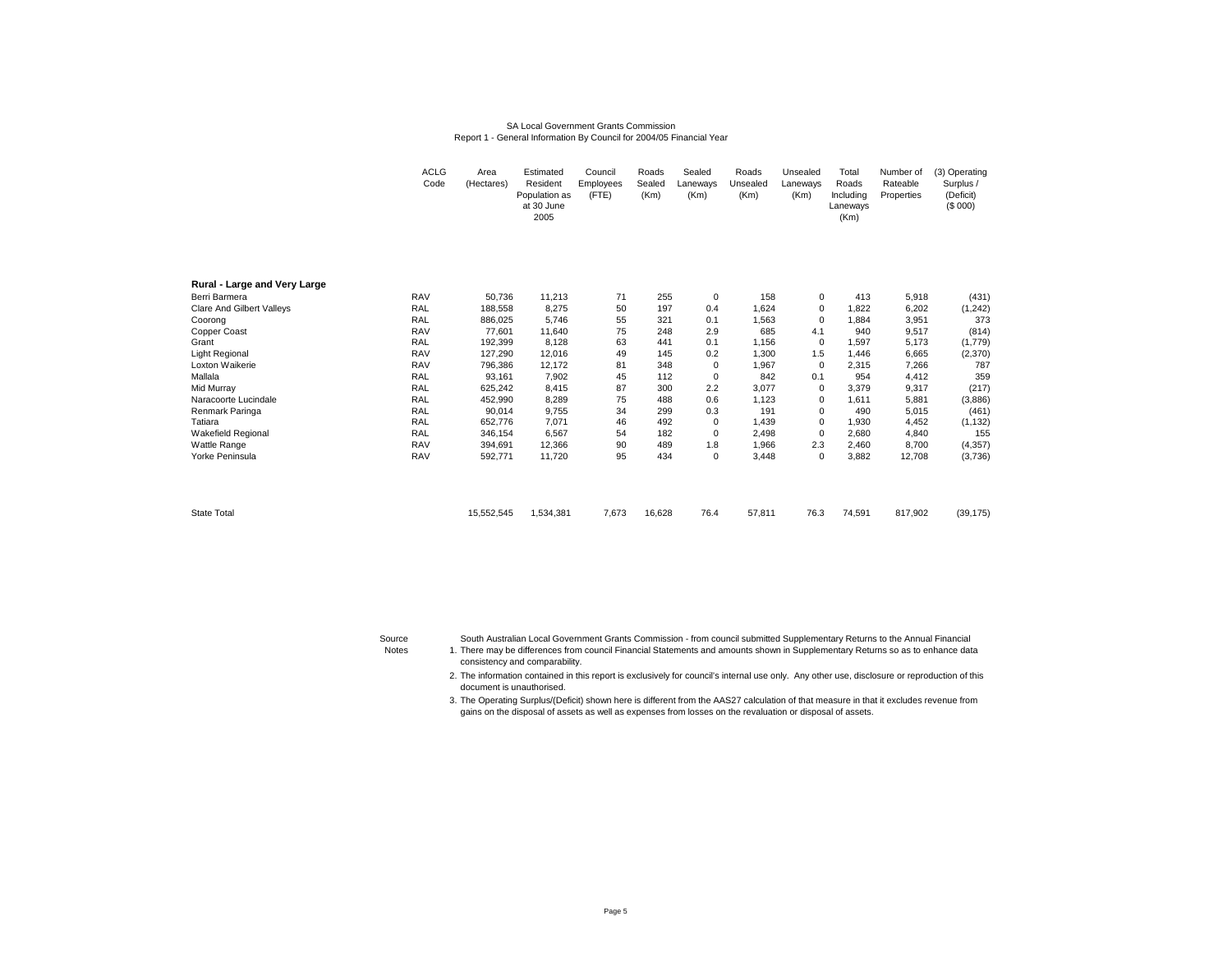SA Local Government Grants Commission
Report 1 - General Information By Council for 2004/05 Financial Year

| | ACLG Code | Area (Hectares) | Estimated Resident Population as at 30 June 2005 | Council Employees (FTE) | Roads Sealed (Km) | Sealed Laneways (Km) | Roads Unsealed (Km) | Unsealed Laneways (Km) | Total Roads Including Laneways (Km) | Number of Rateable Properties | (3) Operating Surplus / (Deficit) ($ 000) |
|---|---|---|---|---|---|---|---|---|---|---|---|
| **Rural - Large and Very Large** | | | | | | | | | | | |
| Berri Barmera | RAV | 50,736 | 11,213 | 71 | 255 | 0 | 158 | 0 | 413 | 5,918 | (431) |
| Clare And Gilbert Valleys | RAL | 188,558 | 8,275 | 50 | 197 | 0.4 | 1,624 | 0 | 1,822 | 6,202 | (1,242) |
| Coorong | RAL | 886,025 | 5,746 | 55 | 321 | 0.1 | 1,563 | 0 | 1,884 | 3,951 | 373 |
| Copper Coast | RAV | 77,601 | 11,640 | 75 | 248 | 2.9 | 685 | 4.1 | 940 | 9,517 | (814) |
| Grant | RAL | 192,399 | 8,128 | 63 | 441 | 0.1 | 1,156 | 0 | 1,597 | 5,173 | (1,779) |
| Light Regional | RAV | 127,290 | 12,016 | 49 | 145 | 0.2 | 1,300 | 1.5 | 1,446 | 6,665 | (2,370) |
| Loxton Waikerie | RAV | 796,386 | 12,172 | 81 | 348 | 0 | 1,967 | 0 | 2,315 | 7,266 | 787 |
| Mallala | RAL | 93,161 | 7,902 | 45 | 112 | 0 | 842 | 0.1 | 954 | 4,412 | 359 |
| Mid Murray | RAL | 625,242 | 8,415 | 87 | 300 | 2.2 | 3,077 | 0 | 3,379 | 9,317 | (217) |
| Naracoorte Lucindale | RAL | 452,990 | 8,289 | 75 | 488 | 0.6 | 1,123 | 0 | 1,611 | 5,881 | (3,886) |
| Renmark Paringa | RAL | 90,014 | 9,755 | 34 | 299 | 0.3 | 191 | 0 | 490 | 5,015 | (461) |
| Tatiara | RAL | 652,776 | 7,071 | 46 | 492 | 0 | 1,439 | 0 | 1,930 | 4,452 | (1,132) |
| Wakefield Regional | RAL | 346,154 | 6,567 | 54 | 182 | 0 | 2,498 | 0 | 2,680 | 4,840 | 155 |
| Wattle Range | RAV | 394,691 | 12,366 | 90 | 489 | 1.8 | 1,966 | 2.3 | 2,460 | 8,700 | (4,357) |
| Yorke Peninsula | RAV | 592,771 | 11,720 | 95 | 434 | 0 | 3,448 | 0 | 3,882 | 12,708 | (3,736) |
| State Total | | 15,552,545 | 1,534,381 | 7,673 | 16,628 | 76.4 | 57,811 | 76.3 | 74,591 | 817,902 | (39,175) |

Source: South Australian Local Government Grants Commission - from council submitted Supplementary Returns to the Annual Financial

Notes:

1. There may be differences from council Financial Statements and amounts shown in Supplementary Returns so as to enhance data consistency and comparability.
2. The information contained in this report is exclusively for council's internal use only. Any other use, disclosure or reproduction of this document is unauthorised.
3. The Operating Surplus/(Deficit) shown here is different from the AAS27 calculation of that measure in that it excludes revenue from gains on the disposal of assets as well as expenses from losses on the revaluation or disposal of assets.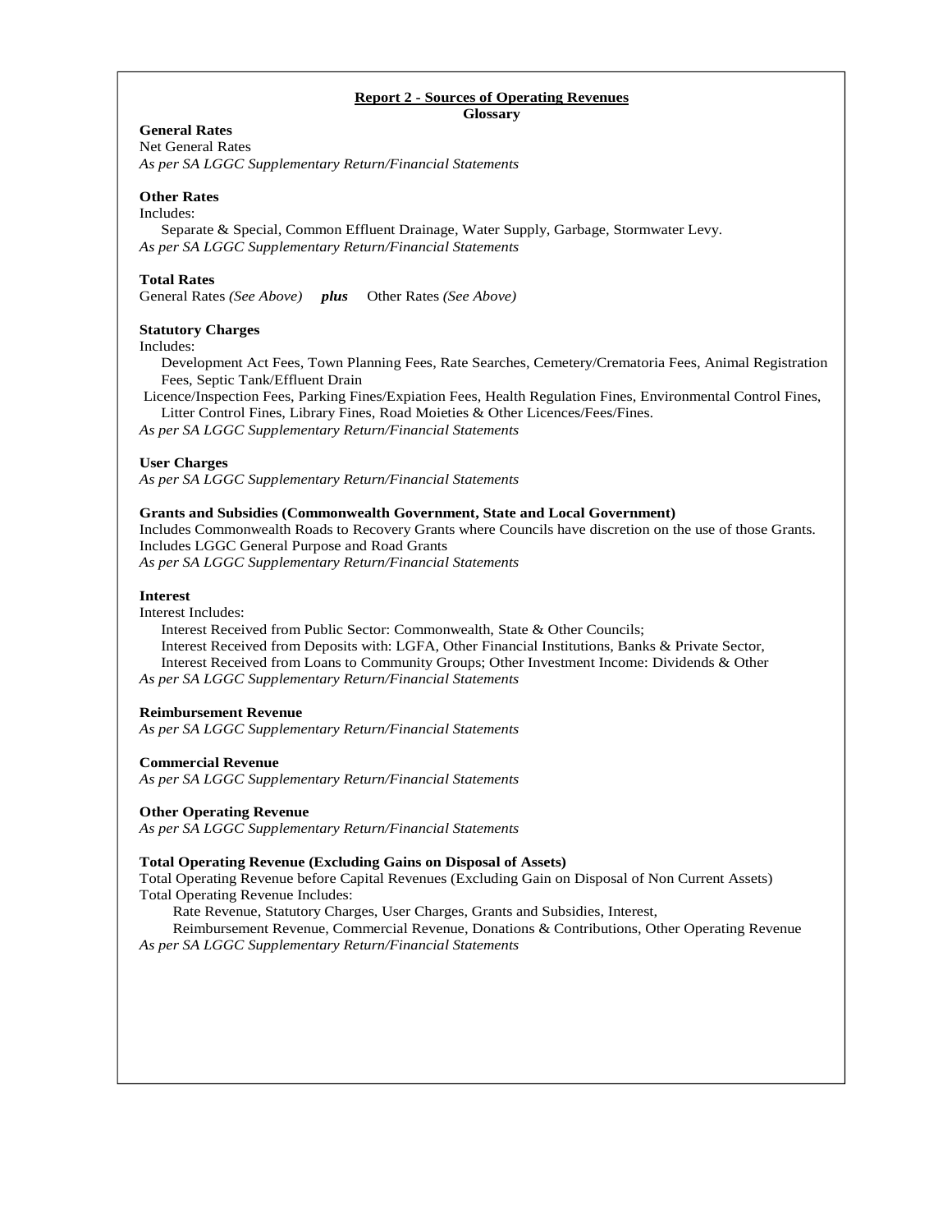## Report 2 - Sources of Operating Revenues

**Glossary**

**General Rates**
Net General Rates
*As per SA LGGC Supplementary Return/Financial Statements*

**Other Rates**
Includes:
Separate & Special, Common Effluent Drainage, Water Supply, Garbage, Stormwater Levy.
*As per SA LGGC Supplementary Return/Financial Statements*

**Total Rates**
General Rates *(See Above)* ***plus*** Other Rates *(See Above)*

**Statutory Charges**
Includes:
Development Act Fees, Town Planning Fees, Rate Searches, Cemetery/Crematoria Fees, Animal Registration Fees, Septic Tank/Effluent Drain
Licence/Inspection Fees, Parking Fines/Expiation Fees, Health Regulation Fines, Environmental Control Fines, Litter Control Fines, Library Fines, Road Moieties & Other Licences/Fees/Fines.
*As per SA LGGC Supplementary Return/Financial Statements*

**User Charges**
*As per SA LGGC Supplementary Return/Financial Statements*

**Grants and Subsidies (Commonwealth Government, State and Local Government)**
Includes Commonwealth Roads to Recovery Grants where Councils have discretion on the use of those Grants.
Includes LGGC General Purpose and Road Grants
*As per SA LGGC Supplementary Return/Financial Statements*

**Interest**
Interest Includes:
Interest Received from Public Sector: Commonwealth, State & Other Councils;
Interest Received from Deposits with: LGFA, Other Financial Institutions, Banks & Private Sector,
Interest Received from Loans to Community Groups; Other Investment Income: Dividends & Other
*As per SA LGGC Supplementary Return/Financial Statements*

**Reimbursement Revenue**
*As per SA LGGC Supplementary Return/Financial Statements*

**Commercial Revenue**
*As per SA LGGC Supplementary Return/Financial Statements*

**Other Operating Revenue**
*As per SA LGGC Supplementary Return/Financial Statements*

**Total Operating Revenue (Excluding Gains on Disposal of Assets)**
Total Operating Revenue before Capital Revenues (Excluding Gain on Disposal of Non Current Assets)
Total Operating Revenue Includes:
Rate Revenue, Statutory Charges, User Charges, Grants and Subsidies, Interest,
Reimbursement Revenue, Commercial Revenue, Donations & Contributions, Other Operating Revenue
*As per SA LGGC Supplementary Return/Financial Statements*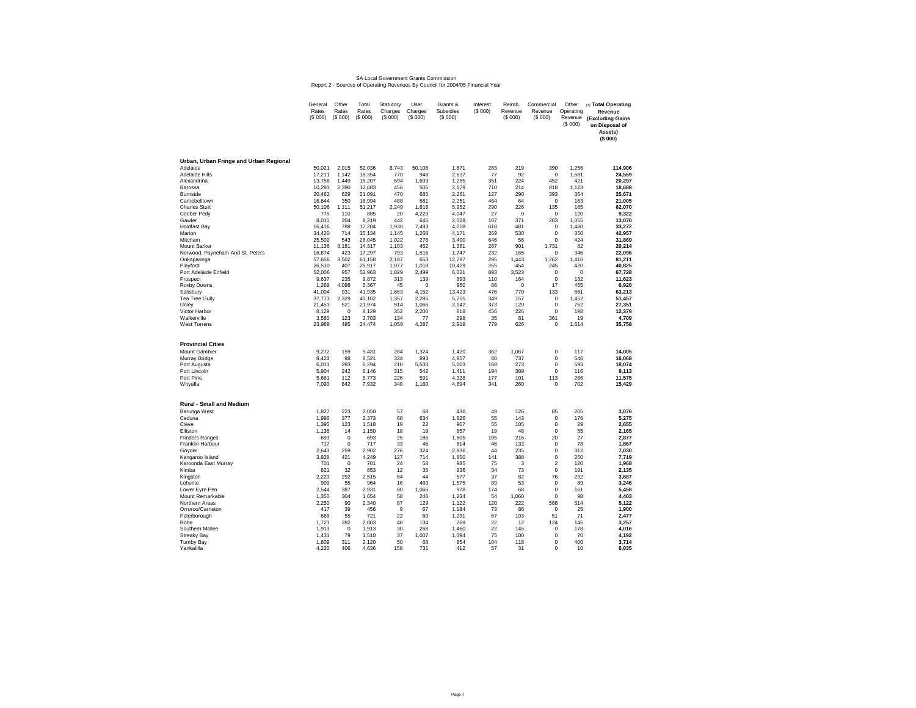SA Local Government Grants Commission
Report 2 - Sources of Operating Revenues By Council for 2004/05 Financial Year

| | General Rates ($ 000) | Other Rates ($ 000) | Total Rates ($ 000) | Statutory Charges ($ 000) | User Charges ($ 000) | Grants & Subsidies ($ 000) | Interest ($ 000) | Reimb. Revenue ($ 000) | Commercial Revenue ($ 000) | Other Operating Revenue ($ 000) | (3) **Total Operating Revenue (Excluding Gains on Disposal of Assets) ($ 000)** |
|---|---|---|---|---|---|---|---|---|---|---|---|
| **Urban, Urban Fringe and Urban Regional** | | | | | | | | | | | |
| Adelaide | 50,021 | 2,015 | 52,036 | 8,743 | 50,108 | 1,871 | 283 | 219 | 390 | 1,256 | **114,906** |
| Adelaide Hills | 17,211 | 1,142 | 18,354 | 770 | 948 | 2,637 | 77 | 92 | 0 | 1,681 | **24,559** |
| Alexandrina | 13,758 | 1,449 | 15,207 | 694 | 1,693 | 1,255 | 351 | 224 | 452 | 421 | **20,297** |
| Barossa | 10,293 | 2,390 | 12,683 | 456 | 505 | 2,179 | 710 | 214 | 818 | 1,123 | **18,688** |
| Burnside | 20,462 | 629 | 21,091 | 470 | 685 | 2,261 | 127 | 290 | 393 | 354 | **25,671** |
| Campbelltown | 16,644 | 350 | 16,994 | 488 | 581 | 2,251 | 464 | 64 | 0 | 163 | **21,005** |
| Charles Sturt | 50,106 | 1,111 | 51,217 | 2,249 | 1,816 | 5,952 | 290 | 226 | 135 | 185 | **62,070** |
| Coober Pedy | 775 | 110 | 885 | 20 | 4,223 | 4,047 | 27 | 0 | 0 | 120 | **9,322** |
| Gawler | 8,015 | 204 | 8,219 | 442 | 645 | 2,028 | 107 | 371 | 203 | 1,055 | **13,070** |
| Holdfast Bay | 16,416 | 788 | 17,204 | 1,938 | 7,493 | 4,058 | 618 | 481 | 0 | 1,480 | **33,272** |
| Marion | 34,420 | 714 | 35,134 | 1,145 | 1,268 | 4,171 | 359 | 530 | 0 | 350 | **42,957** |
| Mitcham | 25,502 | 543 | 26,045 | 1,022 | 276 | 3,400 | 646 | 56 | 0 | 424 | **31,869** |
| Mount Barker | 11,136 | 3,181 | 14,317 | 1,103 | 452 | 1,361 | 267 | 901 | 1,731 | 82 | **20,214** |
| Norwood, Payneham And St. Peters | 16,874 | 423 | 17,297 | 793 | 1,516 | 1,747 | 232 | 165 | 0 | 346 | **22,096** |
| Onkaparinga | 57,656 | 3,502 | 61,158 | 2,187 | 653 | 12,797 | 295 | 1,443 | 1,262 | 1,416 | **81,211** |
| Playford | 26,510 | 407 | 26,917 | 1,077 | 1,018 | 10,429 | 265 | 454 | 245 | 420 | **40,825** |
| Port Adelaide Enfield | 52,006 | 957 | 52,963 | 1,829 | 2,499 | 6,021 | 893 | 3,523 | 0 | 0 | **67,728** |
| Prospect | 9,637 | 235 | 9,872 | 313 | 139 | 893 | 110 | 164 | 0 | 132 | **11,623** |
| Roxby Downs | 1,269 | 4,098 | 5,367 | 45 | 0 | 950 | 86 | 0 | 17 | 455 | **6,920** |
| Salisbury | 41,004 | 931 | 41,935 | 1,663 | 4,152 | 13,423 | 476 | 770 | 133 | 661 | **63,213** |
| Tea Tree Gully | 37,773 | 2,329 | 40,102 | 1,357 | 2,285 | 5,755 | 349 | 157 | 0 | 1,452 | **51,457** |
| Unley | 21,453 | 521 | 21,974 | 914 | 1,066 | 2,142 | 373 | 120 | 0 | 762 | **27,351** |
| Victor Harbor | 8,129 | 0 | 8,129 | 352 | 2,200 | 818 | 456 | 226 | 0 | 198 | **12,379** |
| Walkerville | 3,580 | 123 | 3,703 | 134 | 77 | 298 | 35 | 81 | 361 | 19 | **4,709** |
| West Torrens | 23,989 | 485 | 24,474 | 1,059 | 4,287 | 2,919 | 779 | 626 | 0 | 1,614 | **35,758** |
| **Provincial Cities** | | | | | | | | | | | |
| Mount Gambier | 9,272 | 159 | 9,431 | 284 | 1,324 | 1,420 | 362 | 1,067 | 0 | 117 | **14,005** |
| Murray Bridge | 8,423 | 98 | 8,521 | 334 | 893 | 4,957 | 80 | 737 | 0 | 546 | **16,068** |
| Port Augusta | 6,011 | 283 | 6,294 | 210 | 5,533 | 5,003 | 168 | 273 | 0 | 593 | **18,074** |
| Port Lincoln | 5,904 | 242 | 6,146 | 315 | 542 | 1,411 | 194 | 389 | 0 | 116 | **9,113** |
| Port Pirie | 5,661 | 112 | 5,773 | 226 | 591 | 4,328 | 177 | 101 | 113 | 266 | **11,575** |
| Whyalla | 7,090 | 842 | 7,932 | 340 | 1,160 | 4,694 | 341 | 260 | 0 | 702 | **15,429** |
| **Rural - Small and Medium** | | | | | | | | | | | |
| Barunga West | 1,827 | 223 | 2,050 | 57 | 68 | 436 | 49 | 126 | 85 | 205 | **3,076** |
| Ceduna | 1,996 | 377 | 2,373 | 68 | 634 | 1,826 | 55 | 143 | 0 | 176 | **5,275** |
| Cleve | 1,395 | 123 | 1,518 | 19 | 22 | 907 | 55 | 105 | 0 | 29 | **2,655** |
| Elliston | 1,136 | 14 | 1,150 | 18 | 19 | 857 | 19 | 48 | 0 | 55 | **2,165** |
| Flinders Ranges | 693 | 0 | 693 | 25 | 186 | 1,605 | 105 | 216 | 20 | 27 | **2,877** |
| Franklin Harbour | 717 | 0 | 717 | 33 | 46 | 814 | 46 | 133 | 0 | 78 | **1,867** |
| Goyder | 2,643 | 259 | 2,902 | 276 | 324 | 2,936 | 44 | 235 | 0 | 312 | **7,030** |
| Kangaroo Island | 3,828 | 421 | 4,249 | 127 | 714 | 1,850 | 141 | 388 | 0 | 250 | **7,719** |
| Karoonda East Murray | 701 | 0 | 701 | 24 | 58 | 985 | 75 | 3 | 2 | 120 | **1,968** |
| Kimba | 821 | 32 | 853 | 12 | 35 | 936 | 34 | 73 | 0 | 191 | **2,135** |
| Kingston | 2,223 | 292 | 2,515 | 64 | 44 | 577 | 37 | 82 | 76 | 292 | **3,687** |
| Lehunte | 909 | 55 | 964 | 16 | 460 | 1,575 | 89 | 53 | 0 | 89 | **3,246** |
| Lower Eyre Pen | 2,544 | 387 | 2,931 | 80 | 1,066 | 978 | 174 | 68 | 0 | 161 | **5,458** |
| Mount Remarkable | 1,350 | 304 | 1,654 | 58 | 246 | 1,234 | 54 | 1,060 | 0 | 98 | **4,403** |
| Northern Areas | 2,250 | 90 | 2,340 | 87 | 129 | 1,122 | 120 | 222 | 588 | 514 | **5,122** |
| Orroroo/Carrieton | 417 | 39 | 456 | 9 | 67 | 1,184 | 73 | 86 | 0 | 25 | **1,900** |
| Peterborough | 666 | 55 | 721 | 22 | 60 | 1,291 | 67 | 193 | 51 | 71 | **2,477** |
| Robe | 1,721 | 282 | 2,003 | 48 | 134 | 769 | 22 | 12 | 124 | 145 | **3,257** |
| Southern Mallee | 1,913 | 0 | 1,913 | 30 | 268 | 1,460 | 22 | 145 | 0 | 178 | **4,016** |
| Streaky Bay | 1,431 | 79 | 1,510 | 37 | 1,007 | 1,394 | 75 | 100 | 0 | 70 | **4,192** |
| Tumby Bay | 1,809 | 311 | 2,120 | 50 | 68 | 854 | 104 | 118 | 0 | 400 | **3,714** |
| Yankalilla | 4,230 | 406 | 4,636 | 158 | 731 | 412 | 57 | 31 | 0 | 10 | **6,035** |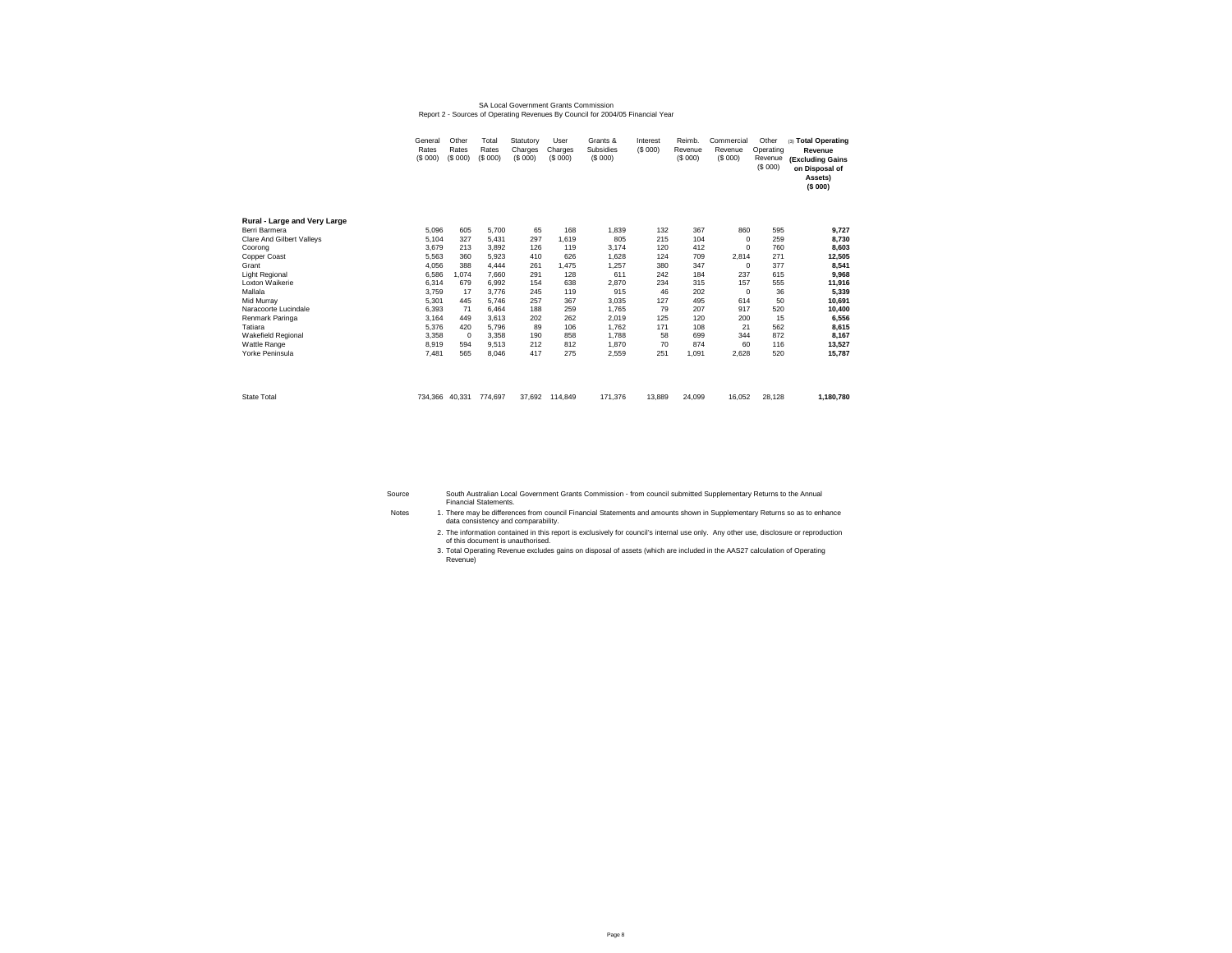SA Local Government Grants Commission
Report 2 - Sources of Operating Revenues By Council for 2004/05 Financial Year

| | General Rates ($ 000) | Other Rates ($ 000) | Total Rates ($ 000) | Statutory Charges ($ 000) | User Charges ($ 000) | Grants & Subsidies ($ 000) | Interest ($ 000) | Reimb. Revenue ($ 000) | Commercial Revenue ($ 000) | Other Operating Revenue ($ 000) | (3) **Total Operating Revenue (Excluding Gains on Disposal of Assets) ($ 000)** |
|---|---|---|---|---|---|---|---|---|---|---|---|
| **Rural - Large and Very Large** | | | | | | | | | | | |
| Berri Barmera | 5,096 | 605 | 5,700 | 65 | 168 | 1,839 | 132 | 367 | 860 | 595 | **9,727** |
| Clare And Gilbert Valleys | 5,104 | 327 | 5,431 | 297 | 1,619 | 805 | 215 | 104 | 0 | 259 | **8,730** |
| Coorong | 3,679 | 213 | 3,892 | 126 | 119 | 3,174 | 120 | 412 | 0 | 760 | **8,603** |
| Copper Coast | 5,563 | 360 | 5,923 | 410 | 626 | 1,628 | 124 | 709 | 2,814 | 271 | **12,505** |
| Grant | 4,056 | 388 | 4,444 | 261 | 1,475 | 1,257 | 380 | 347 | 0 | 377 | **8,541** |
| Light Regional | 6,586 | 1,074 | 7,660 | 291 | 128 | 611 | 242 | 184 | 237 | 615 | **9,968** |
| Loxton Waikerie | 6,314 | 679 | 6,992 | 154 | 638 | 2,870 | 234 | 315 | 157 | 555 | **11,916** |
| Mallala | 3,759 | 17 | 3,776 | 245 | 119 | 915 | 46 | 202 | 0 | 36 | **5,339** |
| Mid Murray | 5,301 | 445 | 5,746 | 257 | 367 | 3,035 | 127 | 495 | 614 | 50 | **10,691** |
| Naracoorte Lucindale | 6,393 | 71 | 6,464 | 188 | 259 | 1,765 | 79 | 207 | 917 | 520 | **10,400** |
| Renmark Paringa | 3,164 | 449 | 3,613 | 202 | 262 | 2,019 | 125 | 120 | 200 | 15 | **6,556** |
| Tatiara | 5,376 | 420 | 5,796 | 89 | 106 | 1,762 | 171 | 108 | 21 | 562 | **8,615** |
| Wakefield Regional | 3,358 | 0 | 3,358 | 190 | 858 | 1,788 | 58 | 699 | 344 | 872 | **8,167** |
| Wattle Range | 8,919 | 594 | 9,513 | 212 | 812 | 1,870 | 70 | 874 | 60 | 116 | **13,527** |
| Yorke Peninsula | 7,481 | 565 | 8,046 | 417 | 275 | 2,559 | 251 | 1,091 | 2,628 | 520 | **15,787** |
| State Total | 734,366 | 40,331 | 774,697 | 37,692 | 114,849 | 171,376 | 13,889 | 24,099 | 16,052 | 28,128 | **1,180,780** |

Source: South Australian Local Government Grants Commission - from council submitted Supplementary Returns to the Annual Financial Statements.

Notes:
1. There may be differences from council Financial Statements and amounts shown in Supplementary Returns so as to enhance data consistency and comparability.
2. The information contained in this report is exclusively for council's internal use only. Any other use, disclosure or reproduction of this document is unauthorised.
3. Total Operating Revenue excludes gains on disposal of assets (which are included in the AAS27 calculation of Operating Revenue)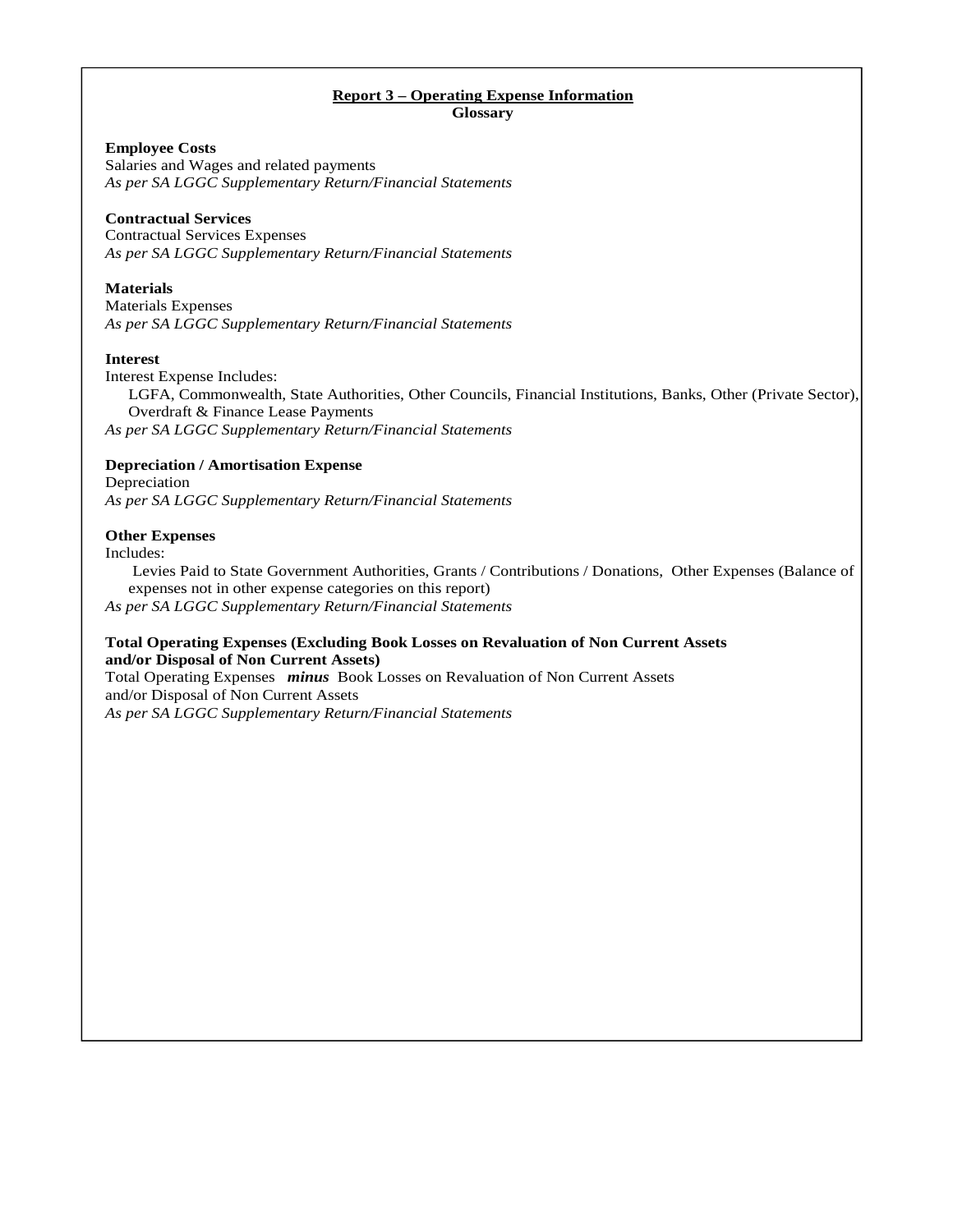## Report 3 – Operating Expense Information

**Glossary**

**Employee Costs**

Salaries and Wages and related payments

*As per SA LGGC Supplementary Return/Financial Statements*

**Contractual Services**

Contractual Services Expenses

*As per SA LGGC Supplementary Return/Financial Statements*

**Materials**

Materials Expenses

*As per SA LGGC Supplementary Return/Financial Statements*

**Interest**

Interest Expense Includes:

LGFA, Commonwealth, State Authorities, Other Councils, Financial Institutions, Banks, Other (Private Sector), Overdraft & Finance Lease Payments

*As per SA LGGC Supplementary Return/Financial Statements*

**Depreciation / Amortisation Expense**

Depreciation

*As per SA LGGC Supplementary Return/Financial Statements*

**Other Expenses**

Includes:

Levies Paid to State Government Authorities, Grants / Contributions / Donations, Other Expenses (Balance of expenses not in other expense categories on this report)

*As per SA LGGC Supplementary Return/Financial Statements*

**Total Operating Expenses (Excluding Book Losses on Revaluation of Non Current Assets and/or Disposal of Non Current Assets)**

Total Operating Expenses ***minus*** Book Losses on Revaluation of Non Current Assets and/or Disposal of Non Current Assets

*As per SA LGGC Supplementary Return/Financial Statements*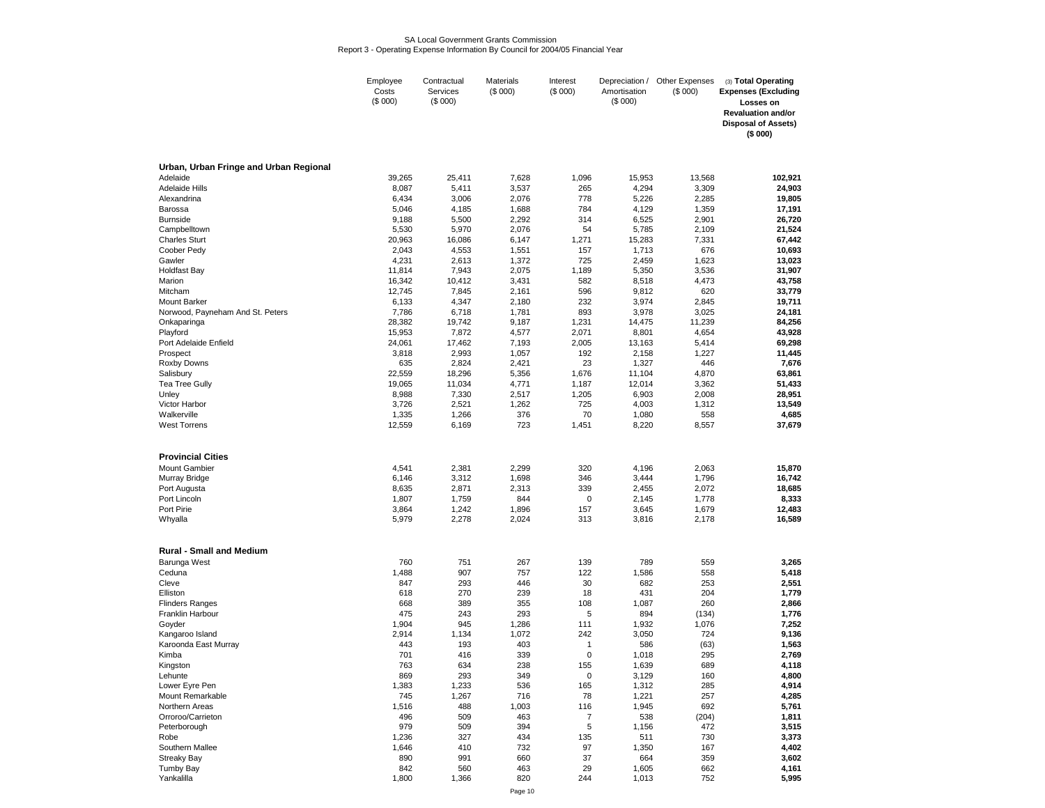SA Local Government Grants Commission
Report 3 - Operating Expense Information By Council for 2004/05 Financial Year

| | Employee Costs ($ 000) | Contractual Services ($ 000) | Materials ($ 000) | Interest ($ 000) | Depreciation / Amortisation ($ 000) | Other Expenses ($ 000) | (3) **Total Operating Expenses (Excluding Losses on Revaluation and/or Disposal of Assets) ($ 000)** |
|---|---|---|---|---|---|---|---|
| **Urban, Urban Fringe and Urban Regional** | | | | | | | |
| Adelaide | 39,265 | 25,411 | 7,628 | 1,096 | 15,953 | 13,568 | **102,921** |
| Adelaide Hills | 8,087 | 5,411 | 3,537 | 265 | 4,294 | 3,309 | **24,903** |
| Alexandrina | 6,434 | 3,006 | 2,076 | 778 | 5,226 | 2,285 | **19,805** |
| Barossa | 5,046 | 4,185 | 1,688 | 784 | 4,129 | 1,359 | **17,191** |
| Burnside | 9,188 | 5,500 | 2,292 | 314 | 6,525 | 2,901 | **26,720** |
| Campbelltown | 5,530 | 5,970 | 2,076 | 54 | 5,785 | 2,109 | **21,524** |
| Charles Sturt | 20,963 | 16,086 | 6,147 | 1,271 | 15,283 | 7,331 | **67,442** |
| Coober Pedy | 2,043 | 4,553 | 1,551 | 157 | 1,713 | 676 | **10,693** |
| Gawler | 4,231 | 2,613 | 1,372 | 725 | 2,459 | 1,623 | **13,023** |
| Holdfast Bay | 11,814 | 7,943 | 2,075 | 1,189 | 5,350 | 3,536 | **31,907** |
| Marion | 16,342 | 10,412 | 3,431 | 582 | 8,518 | 4,473 | **43,758** |
| Mitcham | 12,745 | 7,845 | 2,161 | 596 | 9,812 | 620 | **33,779** |
| Mount Barker | 6,133 | 4,347 | 2,180 | 232 | 3,974 | 2,845 | **19,711** |
| Norwood, Payneham And St. Peters | 7,786 | 6,718 | 1,781 | 893 | 3,978 | 3,025 | **24,181** |
| Onkaparinga | 28,382 | 19,742 | 9,187 | 1,231 | 14,475 | 11,239 | **84,256** |
| Playford | 15,953 | 7,872 | 4,577 | 2,071 | 8,801 | 4,654 | **43,928** |
| Port Adelaide Enfield | 24,061 | 17,462 | 7,193 | 2,005 | 13,163 | 5,414 | **69,298** |
| Prospect | 3,818 | 2,993 | 1,057 | 192 | 2,158 | 1,227 | **11,445** |
| Roxby Downs | 635 | 2,824 | 2,421 | 23 | 1,327 | 446 | **7,676** |
| Salisbury | 22,559 | 18,296 | 5,356 | 1,676 | 11,104 | 4,870 | **63,861** |
| Tea Tree Gully | 19,065 | 11,034 | 4,771 | 1,187 | 12,014 | 3,362 | **51,433** |
| Unley | 8,988 | 7,330 | 2,517 | 1,205 | 6,903 | 2,008 | **28,951** |
| Victor Harbor | 3,726 | 2,521 | 1,262 | 725 | 4,003 | 1,312 | **13,549** |
| Walkerville | 1,335 | 1,266 | 376 | 70 | 1,080 | 558 | **4,685** |
| West Torrens | 12,559 | 6,169 | 723 | 1,451 | 8,220 | 8,557 | **37,679** |
| **Provincial Cities** | | | | | | | |
| Mount Gambier | 4,541 | 2,381 | 2,299 | 320 | 4,196 | 2,063 | **15,870** |
| Murray Bridge | 6,146 | 3,312 | 1,698 | 346 | 3,444 | 1,796 | **16,742** |
| Port Augusta | 8,635 | 2,871 | 2,313 | 339 | 2,455 | 2,072 | **18,685** |
| Port Lincoln | 1,807 | 1,759 | 844 | 0 | 2,145 | 1,778 | **8,333** |
| Port Pirie | 3,864 | 1,242 | 1,896 | 157 | 3,645 | 1,679 | **12,483** |
| Whyalla | 5,979 | 2,278 | 2,024 | 313 | 3,816 | 2,178 | **16,589** |
| **Rural - Small and Medium** | | | | | | | |
| Barunga West | 760 | 751 | 267 | 139 | 789 | 559 | **3,265** |
| Ceduna | 1,488 | 907 | 757 | 122 | 1,586 | 558 | **5,418** |
| Cleve | 847 | 293 | 446 | 30 | 682 | 253 | **2,551** |
| Elliston | 618 | 270 | 239 | 18 | 431 | 204 | **1,779** |
| Flinders Ranges | 668 | 389 | 355 | 108 | 1,087 | 260 | **2,866** |
| Franklin Harbour | 475 | 243 | 293 | 5 | 894 | (134) | **1,776** |
| Goyder | 1,904 | 945 | 1,286 | 111 | 1,932 | 1,076 | **7,252** |
| Kangaroo Island | 2,914 | 1,134 | 1,072 | 242 | 3,050 | 724 | **9,136** |
| Karoonda East Murray | 443 | 193 | 403 | 1 | 586 | (63) | **1,563** |
| Kimba | 701 | 416 | 339 | 0 | 1,018 | 295 | **2,769** |
| Kingston | 763 | 634 | 238 | 155 | 1,639 | 689 | **4,118** |
| Lehunte | 869 | 293 | 349 | 0 | 3,129 | 160 | **4,800** |
| Lower Eyre Pen | 1,383 | 1,233 | 536 | 165 | 1,312 | 285 | **4,914** |
| Mount Remarkable | 745 | 1,267 | 716 | 78 | 1,221 | 257 | **4,285** |
| Northern Areas | 1,516 | 488 | 1,003 | 116 | 1,945 | 692 | **5,761** |
| Orroroo/Carrieton | 496 | 509 | 463 | 7 | 538 | (204) | **1,811** |
| Peterborough | 979 | 509 | 394 | 5 | 1,156 | 472 | **3,515** |
| Robe | 1,236 | 327 | 434 | 135 | 511 | 730 | **3,373** |
| Southern Mallee | 1,646 | 410 | 732 | 97 | 1,350 | 167 | **4,402** |
| Streaky Bay | 890 | 991 | 660 | 37 | 664 | 359 | **3,602** |
| Tumby Bay | 842 | 560 | 463 | 29 | 1,605 | 662 | **4,161** |
| Yankalilla | 1,800 | 1,366 | 820 | 244 | 1,013 | 752 | **5,995** |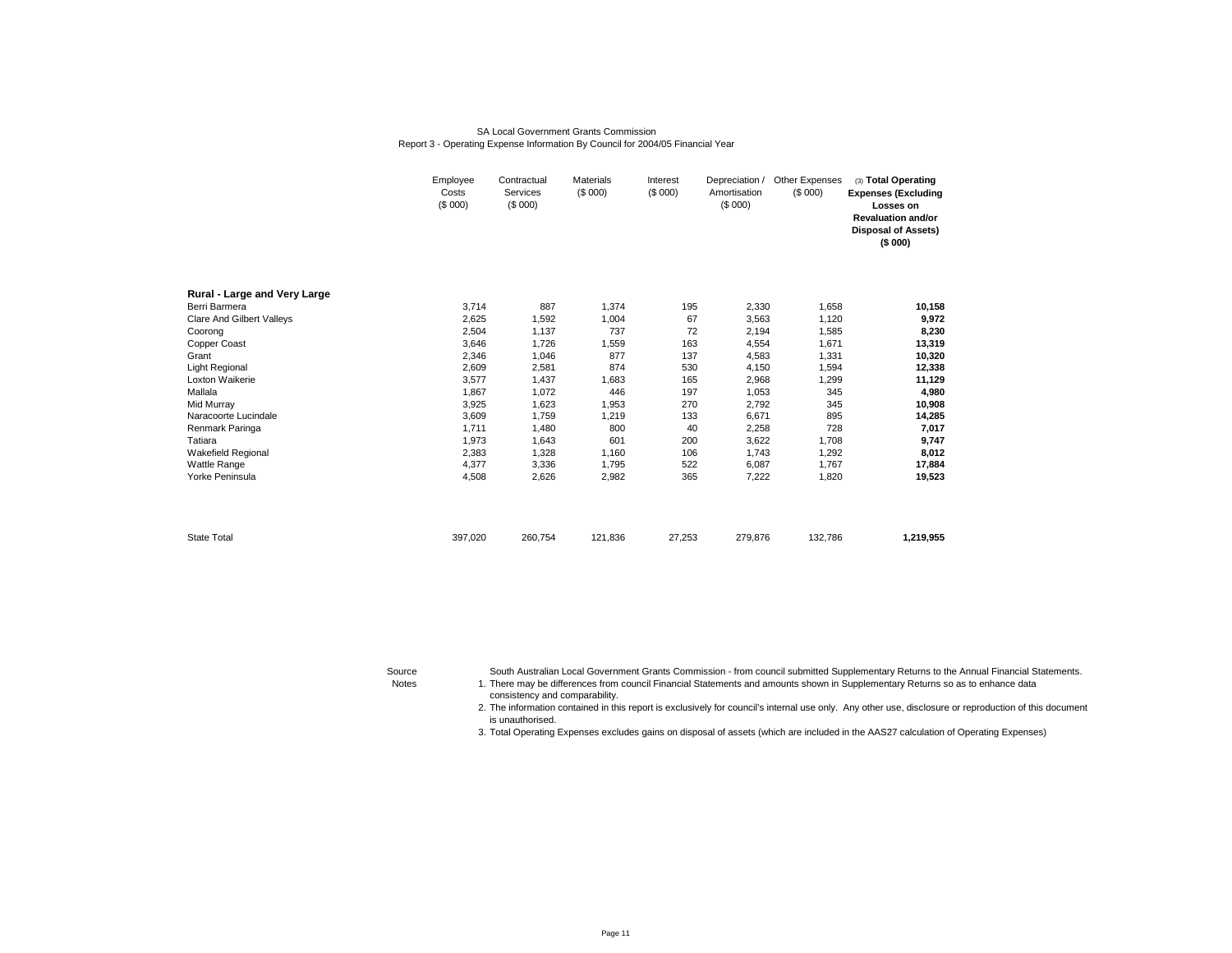SA Local Government Grants Commission

Report 3 - Operating Expense Information By Council for 2004/05 Financial Year

| | Employee Costs ($ 000) | Contractual Services ($ 000) | Materials ($ 000) | Interest ($ 000) | Depreciation / Amortisation ($ 000) | Other Expenses ($ 000) | (3) **Total Operating Expenses (Excluding Losses on Revaluation and/or Disposal of Assets) ($ 000)** |
|---|---|---|---|---|---|---|---|
| **Rural - Large and Very Large** | | | | | | | |
| Berri Barmera | 3,714 | 887 | 1,374 | 195 | 2,330 | 1,658 | **10,158** |
| Clare And Gilbert Valleys | 2,625 | 1,592 | 1,004 | 67 | 3,563 | 1,120 | **9,972** |
| Coorong | 2,504 | 1,137 | 737 | 72 | 2,194 | 1,585 | **8,230** |
| Copper Coast | 3,646 | 1,726 | 1,559 | 163 | 4,554 | 1,671 | **13,319** |
| Grant | 2,346 | 1,046 | 877 | 137 | 4,583 | 1,331 | **10,320** |
| Light Regional | 2,609 | 2,581 | 874 | 530 | 4,150 | 1,594 | **12,338** |
| Loxton Waikerie | 3,577 | 1,437 | 1,683 | 165 | 2,968 | 1,299 | **11,129** |
| Mallala | 1,867 | 1,072 | 446 | 197 | 1,053 | 345 | **4,980** |
| Mid Murray | 3,925 | 1,623 | 1,953 | 270 | 2,792 | 345 | **10,908** |
| Naracoorte Lucindale | 3,609 | 1,759 | 1,219 | 133 | 6,671 | 895 | **14,285** |
| Renmark Paringa | 1,711 | 1,480 | 800 | 40 | 2,258 | 728 | **7,017** |
| Tatiara | 1,973 | 1,643 | 601 | 200 | 3,622 | 1,708 | **9,747** |
| Wakefield Regional | 2,383 | 1,328 | 1,160 | 106 | 1,743 | 1,292 | **8,012** |
| Wattle Range | 4,377 | 3,336 | 1,795 | 522 | 6,087 | 1,767 | **17,884** |
| Yorke Peninsula | 4,508 | 2,626 | 2,982 | 365 | 7,222 | 1,820 | **19,523** |
| State Total | 397,020 | 260,754 | 121,836 | 27,253 | 279,876 | 132,786 | **1,219,955** |

Source: South Australian Local Government Grants Commission - from council submitted Supplementary Returns to the Annual Financial Statements.

Notes:
1. There may be differences from council Financial Statements and amounts shown in Supplementary Returns so as to enhance data consistency and comparability.
2. The information contained in this report is exclusively for council's internal use only. Any other use, disclosure or reproduction of this document is unauthorised.
3. Total Operating Expenses excludes gains on disposal of assets (which are included in the AAS27 calculation of Operating Expenses)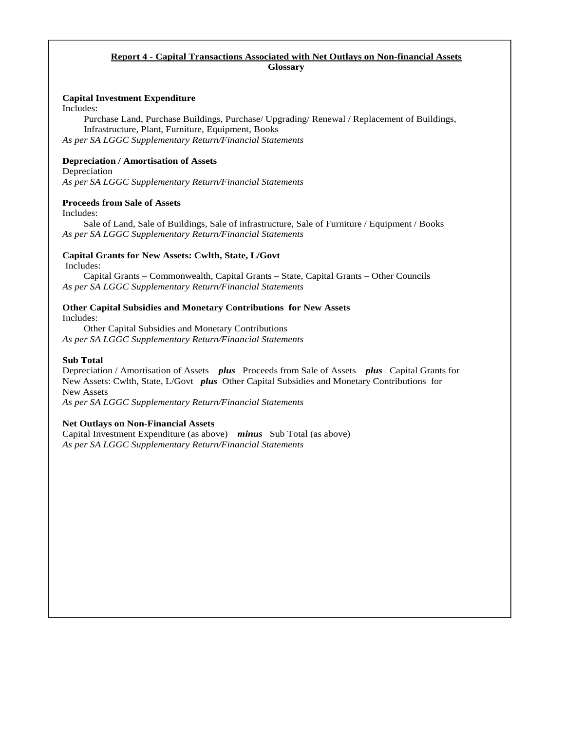## Report 4 - Capital Transactions Associated with Net Outlays on Non-financial Assets

**Glossary**

**Capital Investment Expenditure**

Includes:

Purchase Land, Purchase Buildings, Purchase/ Upgrading/ Renewal / Replacement of Buildings, Infrastructure, Plant, Furniture, Equipment, Books

*As per SA LGGC Supplementary Return/Financial Statements*

**Depreciation / Amortisation of Assets**

Depreciation

*As per SA LGGC Supplementary Return/Financial Statements*

**Proceeds from Sale of Assets**

Includes:

Sale of Land, Sale of Buildings, Sale of infrastructure, Sale of Furniture / Equipment / Books

*As per SA LGGC Supplementary Return/Financial Statements*

**Capital Grants for New Assets: Cwlth, State, L/Govt**

Includes:

Capital Grants – Commonwealth, Capital Grants – State, Capital Grants – Other Councils

*As per SA LGGC Supplementary Return/Financial Statements*

**Other Capital Subsidies and Monetary Contributions for New Assets**

Includes:

Other Capital Subsidies and Monetary Contributions

*As per SA LGGC Supplementary Return/Financial Statements*

**Sub Total**

Depreciation / Amortisation of Assets ***plus*** Proceeds from Sale of Assets ***plus*** Capital Grants for New Assets: Cwlth, State, L/Govt ***plus*** Other Capital Subsidies and Monetary Contributions for New Assets

*As per SA LGGC Supplementary Return/Financial Statements*

**Net Outlays on Non-Financial Assets**

Capital Investment Expenditure (as above) ***minus*** Sub Total (as above)

*As per SA LGGC Supplementary Return/Financial Statements*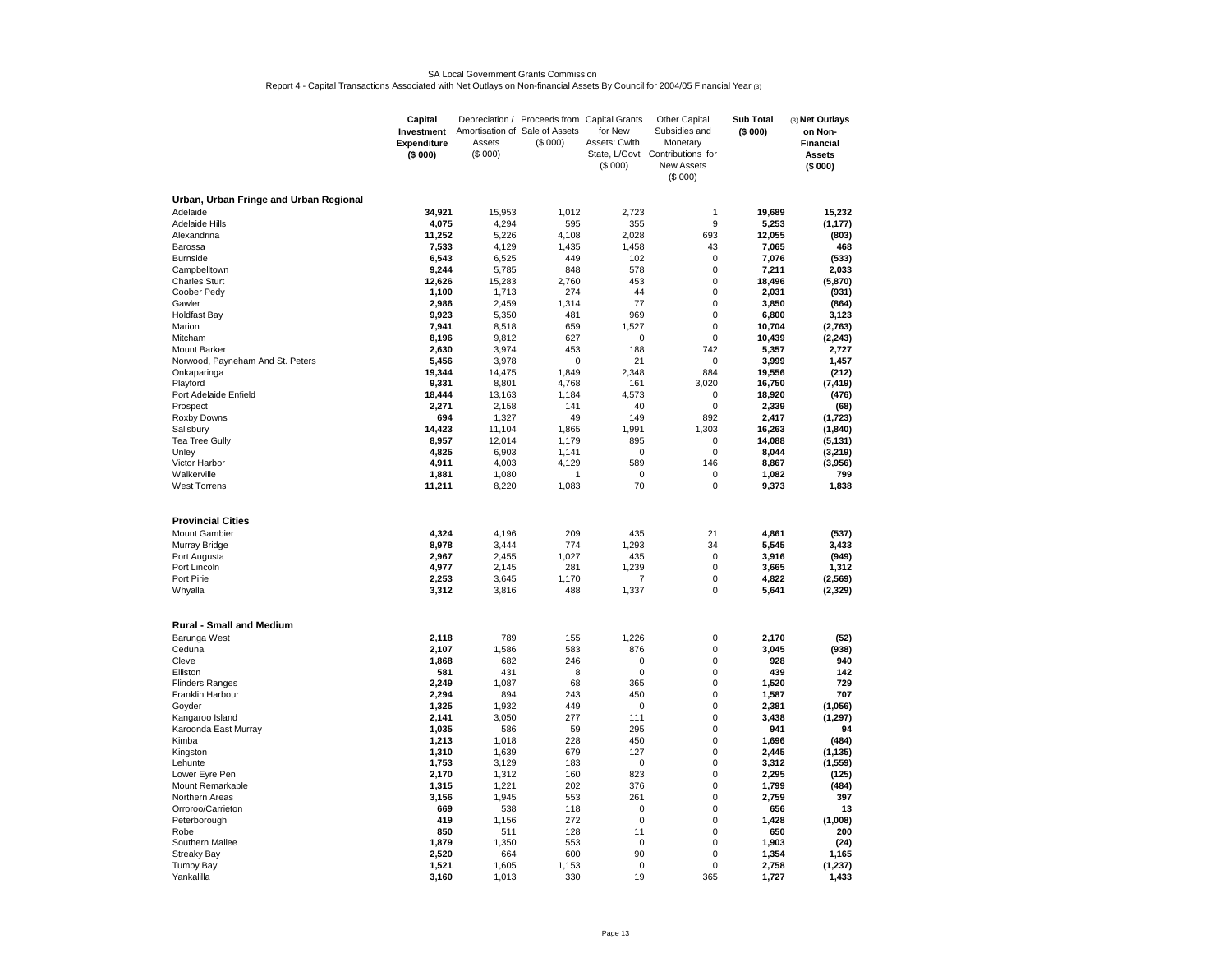SA Local Government Grants Commission

Report 4 - Capital Transactions Associated with Net Outlays on Non-financial Assets By Council for 2004/05 Financial Year (3)

| | **Capital Investment Expenditure ($ 000)** | Depreciation / Amortisation of Assets ($ 000) | Proceeds from Sale of Assets ($ 000) | Capital Grants for New Assets: Cwlth, State, L/Govt ($ 000) | Other Capital Subsidies and Monetary Contributions for New Assets ($ 000) | **Sub Total ($ 000)** | (3) **Net Outlays on Non-Financial Assets ($ 000)** |
|---|---|---|---|---|---|---|---|
| **Urban, Urban Fringe and Urban Regional** | | | | | | | |
| Adelaide | **34,921** | 15,953 | 1,012 | 2,723 | 1 | **19,689** | **15,232** |
| Adelaide Hills | **4,075** | 4,294 | 595 | 355 | 9 | **5,253** | **(1,177)** |
| Alexandrina | **11,252** | 5,226 | 4,108 | 2,028 | 693 | **12,055** | **(803)** |
| Barossa | **7,533** | 4,129 | 1,435 | 1,458 | 43 | **7,065** | **468** |
| Burnside | **6,543** | 6,525 | 449 | 102 | 0 | **7,076** | **(533)** |
| Campbelltown | **9,244** | 5,785 | 848 | 578 | 0 | **7,211** | **2,033** |
| Charles Sturt | **12,626** | 15,283 | 2,760 | 453 | 0 | **18,496** | **(5,870)** |
| Coober Pedy | **1,100** | 1,713 | 274 | 44 | 0 | **2,031** | **(931)** |
| Gawler | **2,986** | 2,459 | 1,314 | 77 | 0 | **3,850** | **(864)** |
| Holdfast Bay | **9,923** | 5,350 | 481 | 969 | 0 | **6,800** | **3,123** |
| Marion | **7,941** | 8,518 | 659 | 1,527 | 0 | **10,704** | **(2,763)** |
| Mitcham | **8,196** | 9,812 | 627 | 0 | 0 | **10,439** | **(2,243)** |
| Mount Barker | **2,630** | 3,974 | 453 | 188 | 742 | **5,357** | **2,727** |
| Norwood, Payneham And St. Peters | **5,456** | 3,978 | 0 | 21 | 0 | **3,999** | **1,457** |
| Onkaparinga | **19,344** | 14,475 | 1,849 | 2,348 | 884 | **19,556** | **(212)** |
| Playford | **9,331** | 8,801 | 4,768 | 161 | 3,020 | **16,750** | **(7,419)** |
| Port Adelaide Enfield | **18,444** | 13,163 | 1,184 | 4,573 | 0 | **18,920** | **(476)** |
| Prospect | **2,271** | 2,158 | 141 | 40 | 0 | **2,339** | **(68)** |
| Roxby Downs | **694** | 1,327 | 49 | 149 | 892 | **2,417** | **(1,723)** |
| Salisbury | **14,423** | 11,104 | 1,865 | 1,991 | 1,303 | **16,263** | **(1,840)** |
| Tea Tree Gully | **8,957** | 12,014 | 1,179 | 895 | 0 | **14,088** | **(5,131)** |
| Unley | **4,825** | 6,903 | 1,141 | 0 | 0 | **8,044** | **(3,219)** |
| Victor Harbor | **4,911** | 4,003 | 4,129 | 589 | 146 | **8,867** | **(3,956)** |
| Walkerville | **1,881** | 1,080 | 1 | 0 | 0 | **1,082** | **799** |
| West Torrens | **11,211** | 8,220 | 1,083 | 70 | 0 | **9,373** | **1,838** |
| **Provincial Cities** | | | | | | | |
| Mount Gambier | **4,324** | 4,196 | 209 | 435 | 21 | **4,861** | **(537)** |
| Murray Bridge | **8,978** | 3,444 | 774 | 1,293 | 34 | **5,545** | **3,433** |
| Port Augusta | **2,967** | 2,455 | 1,027 | 435 | 0 | **3,916** | **(949)** |
| Port Lincoln | **4,977** | 2,145 | 281 | 1,239 | 0 | **3,665** | **1,312** |
| Port Pirie | **2,253** | 3,645 | 1,170 | 7 | 0 | **4,822** | **(2,569)** |
| Whyalla | **3,312** | 3,816 | 488 | 1,337 | 0 | **5,641** | **(2,329)** |
| **Rural - Small and Medium** | | | | | | | |
| Barunga West | **2,118** | 789 | 155 | 1,226 | 0 | **2,170** | **(52)** |
| Ceduna | **2,107** | 1,586 | 583 | 876 | 0 | **3,045** | **(938)** |
| Cleve | **1,868** | 682 | 246 | 0 | 0 | **928** | **940** |
| Elliston | **581** | 431 | 8 | 0 | 0 | **439** | **142** |
| Flinders Ranges | **2,249** | 1,087 | 68 | 365 | 0 | **1,520** | **729** |
| Franklin Harbour | **2,294** | 894 | 243 | 450 | 0 | **1,587** | **707** |
| Goyder | **1,325** | 1,932 | 449 | 0 | 0 | **2,381** | **(1,056)** |
| Kangaroo Island | **2,141** | 3,050 | 277 | 111 | 0 | **3,438** | **(1,297)** |
| Karoonda East Murray | **1,035** | 586 | 59 | 295 | 0 | **941** | **94** |
| Kimba | **1,213** | 1,018 | 228 | 450 | 0 | **1,696** | **(484)** |
| Kingston | **1,310** | 1,639 | 679 | 127 | 0 | **2,445** | **(1,135)** |
| Lehunte | **1,753** | 3,129 | 183 | 0 | 0 | **3,312** | **(1,559)** |
| Lower Eyre Pen | **2,170** | 1,312 | 160 | 823 | 0 | **2,295** | **(125)** |
| Mount Remarkable | **1,315** | 1,221 | 202 | 376 | 0 | **1,799** | **(484)** |
| Northern Areas | **3,156** | 1,945 | 553 | 261 | 0 | **2,759** | **397** |
| Orroroo/Carrieton | **669** | 538 | 118 | 0 | 0 | **656** | **13** |
| Peterborough | **419** | 1,156 | 272 | 0 | 0 | **1,428** | **(1,008)** |
| Robe | **850** | 511 | 128 | 11 | 0 | **650** | **200** |
| Southern Mallee | **1,879** | 1,350 | 553 | 0 | 0 | **1,903** | **(24)** |
| Streaky Bay | **2,520** | 664 | 600 | 90 | 0 | **1,354** | **1,165** |
| Tumby Bay | **1,521** | 1,605 | 1,153 | 0 | 0 | **2,758** | **(1,237)** |
| Yankalilla | **3,160** | 1,013 | 330 | 19 | 365 | **1,727** | **1,433** |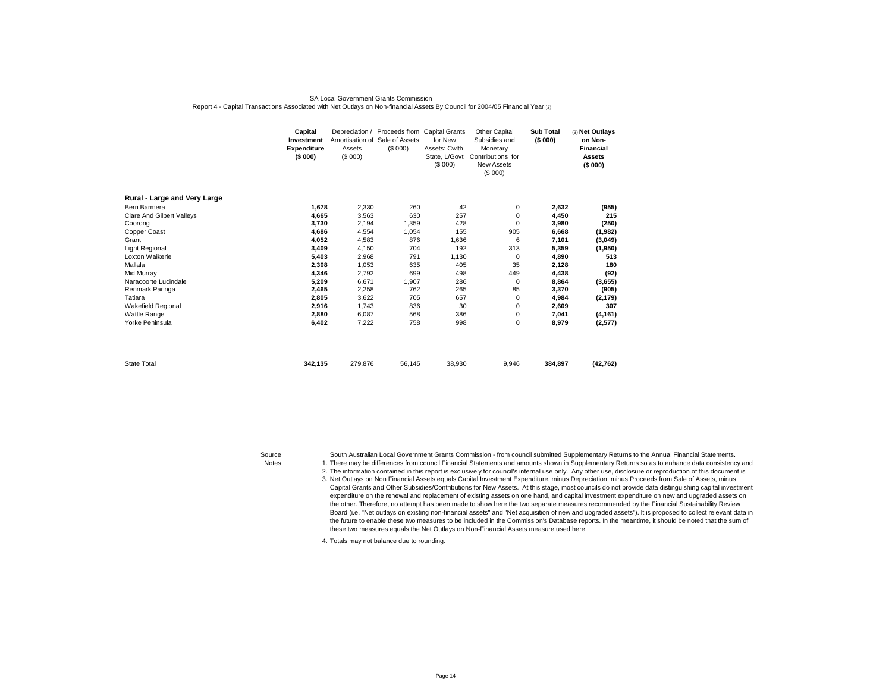SA Local Government Grants Commission

Report 4 - Capital Transactions Associated with Net Outlays on Non-financial Assets By Council for 2004/05 Financial Year (3)

| | **Capital Investment Expenditure ($ 000)** | Depreciation / Amortisation of Assets ($ 000) | Proceeds from Sale of Assets ($ 000) | Capital Grants for New Assets: Cwlth, State, L/Govt ($ 000) | Other Capital Subsidies and Monetary Contributions for New Assets ($ 000) | **Sub Total ($ 000)** | (3) **Net Outlays on Non-Financial Assets ($ 000)** |
|---|---|---|---|---|---|---|---|
| **Rural - Large and Very Large** | | | | | | | |
| Berri Barmera | **1,678** | 2,330 | 260 | 42 | 0 | **2,632** | **(955)** |
| Clare And Gilbert Valleys | **4,665** | 3,563 | 630 | 257 | 0 | **4,450** | **215** |
| Coorong | **3,730** | 2,194 | 1,359 | 428 | 0 | **3,980** | **(250)** |
| Copper Coast | **4,686** | 4,554 | 1,054 | 155 | 905 | **6,668** | **(1,982)** |
| Grant | **4,052** | 4,583 | 876 | 1,636 | 6 | **7,101** | **(3,049)** |
| Light Regional | **3,409** | 4,150 | 704 | 192 | 313 | **5,359** | **(1,950)** |
| Loxton Waikerie | **5,403** | 2,968 | 791 | 1,130 | 0 | **4,890** | **513** |
| Mallala | **2,308** | 1,053 | 635 | 405 | 35 | **2,128** | **180** |
| Mid Murray | **4,346** | 2,792 | 699 | 498 | 449 | **4,438** | **(92)** |
| Naracoorte Lucindale | **5,209** | 6,671 | 1,907 | 286 | 0 | **8,864** | **(3,655)** |
| Renmark Paringa | **2,465** | 2,258 | 762 | 265 | 85 | **3,370** | **(905)** |
| Tatiara | **2,805** | 3,622 | 705 | 657 | 0 | **4,984** | **(2,179)** |
| Wakefield Regional | **2,916** | 1,743 | 836 | 30 | 0 | **2,609** | **307** |
| Wattle Range | **2,880** | 6,087 | 568 | 386 | 0 | **7,041** | **(4,161)** |
| Yorke Peninsula | **6,402** | 7,222 | 758 | 998 | 0 | **8,979** | **(2,577)** |
| State Total | **342,135** | 279,876 | 56,145 | 38,930 | 9,946 | **384,897** | **(42,762)** |

Source: South Australian Local Government Grants Commission - from council submitted Supplementary Returns to the Annual Financial Statements.

Notes:

1. There may be differences from council Financial Statements and amounts shown in Supplementary Returns so as to enhance data consistency and
2. The information contained in this report is exclusively for council's internal use only. Any other use, disclosure or reproduction of this document is
3. Net Outlays on Non Financial Assets equals Capital Investment Expenditure, minus Depreciation, minus Proceeds from Sale of Assets, minus Capital Grants and Other Subsidies/Contributions for New Assets. At this stage, most councils do not provide data distinguishing capital investment expenditure on the renewal and replacement of existing assets on one hand, and capital investment expenditure on new and upgraded assets on the other. Therefore, no attempt has been made to show here the two separate measures recommended by the Financial Sustainability Review Board (i.e. "Net outlays on existing non-financial assets" and "Net acquisition of new and upgraded assets"). It is proposed to collect relevant data in the future to enable these two measures to be included in the Commission's Database reports. In the meantime, it should be noted that the sum of these two measures equals the Net Outlays on Non-Financial Assets measure used here.
4. Totals may not balance due to rounding.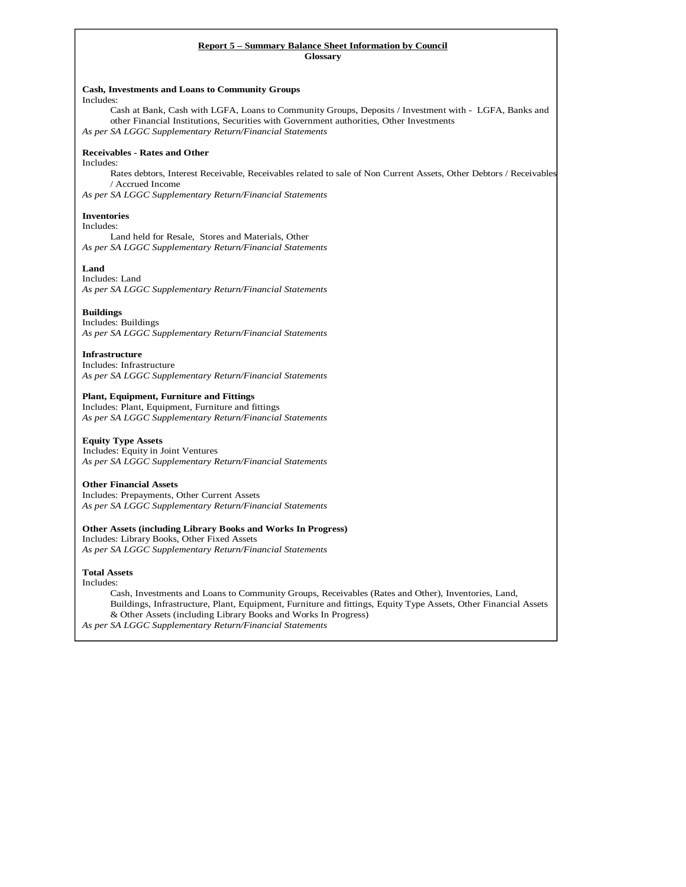## Report 5 – Summary Balance Sheet Information by Council

### Glossary

**Cash, Investments and Loans to Community Groups**
Includes:
Cash at Bank, Cash with LGFA, Loans to Community Groups, Deposits / Investment with - LGFA, Banks and other Financial Institutions, Securities with Government authorities, Other Investments
*As per SA LGGC Supplementary Return/Financial Statements*

**Receivables - Rates and Other**
Includes:
Rates debtors, Interest Receivable, Receivables related to sale of Non Current Assets, Other Debtors / Receivables / Accrued Income
*As per SA LGGC Supplementary Return/Financial Statements*

**Inventories**
Includes:
Land held for Resale, Stores and Materials, Other
*As per SA LGGC Supplementary Return/Financial Statements*

**Land**
Includes: Land
*As per SA LGGC Supplementary Return/Financial Statements*

**Buildings**
Includes: Buildings
*As per SA LGGC Supplementary Return/Financial Statements*

**Infrastructure**
Includes: Infrastructure
*As per SA LGGC Supplementary Return/Financial Statements*

**Plant, Equipment, Furniture and Fittings**
Includes: Plant, Equipment, Furniture and fittings
*As per SA LGGC Supplementary Return/Financial Statements*

**Equity Type Assets**
Includes: Equity in Joint Ventures
*As per SA LGGC Supplementary Return/Financial Statements*

**Other Financial Assets**
Includes: Prepayments, Other Current Assets
*As per SA LGGC Supplementary Return/Financial Statements*

**Other Assets (including Library Books and Works In Progress)**
Includes: Library Books, Other Fixed Assets
*As per SA LGGC Supplementary Return/Financial Statements*

**Total Assets**
Includes:
Cash, Investments and Loans to Community Groups, Receivables (Rates and Other), Inventories, Land, Buildings, Infrastructure, Plant, Equipment, Furniture and fittings, Equity Type Assets, Other Financial Assets & Other Assets (including Library Books and Works In Progress)
*As per SA LGGC Supplementary Return/Financial Statements*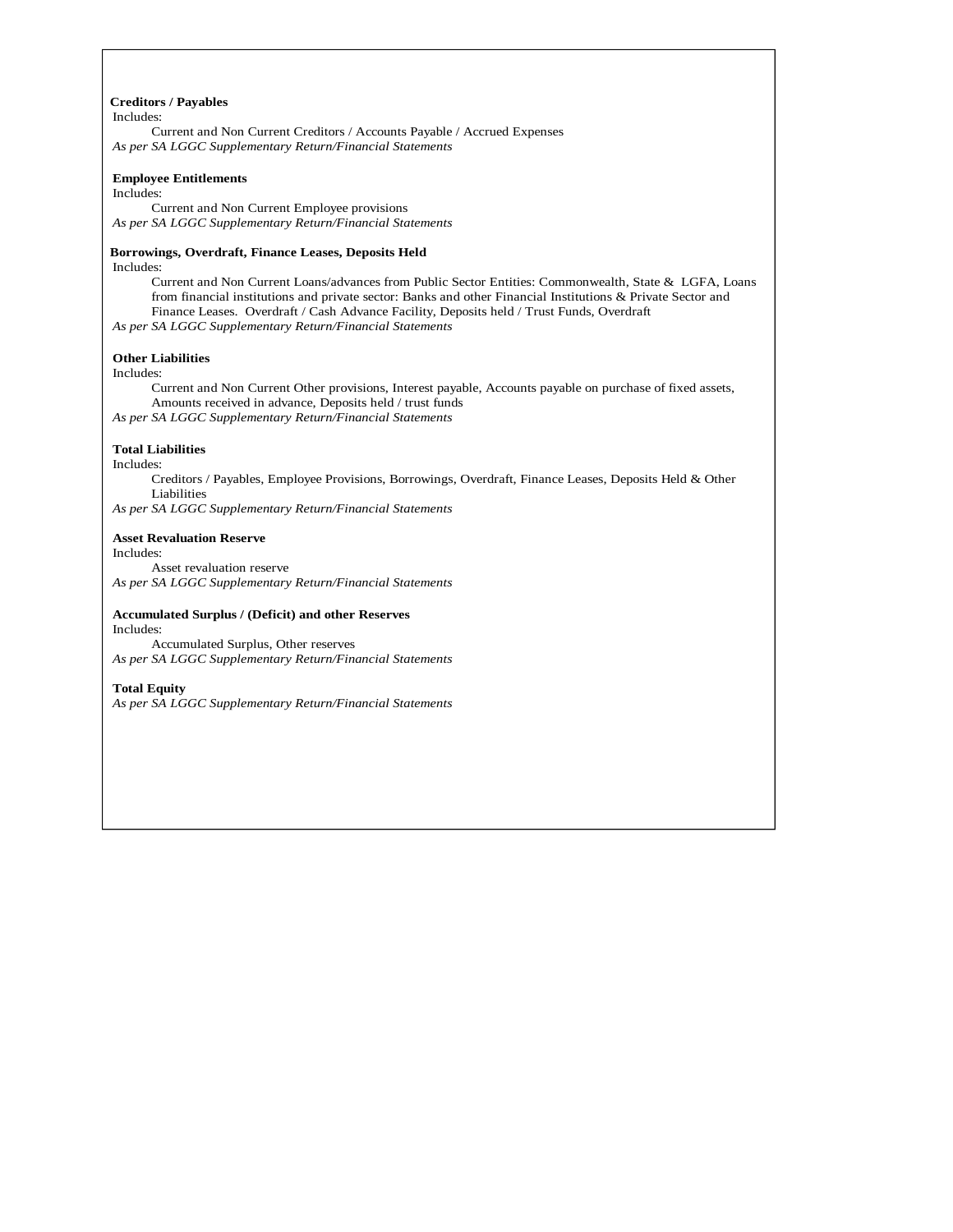**Creditors / Payables**

Includes:

Current and Non Current Creditors / Accounts Payable / Accrued Expenses

*As per SA LGGC Supplementary Return/Financial Statements*

**Employee Entitlements**

Includes:

Current and Non Current Employee provisions

*As per SA LGGC Supplementary Return/Financial Statements*

**Borrowings, Overdraft, Finance Leases, Deposits Held**

Includes:

Current and Non Current Loans/advances from Public Sector Entities: Commonwealth, State & LGFA, Loans from financial institutions and private sector: Banks and other Financial Institutions & Private Sector and Finance Leases. Overdraft / Cash Advance Facility, Deposits held / Trust Funds, Overdraft

*As per SA LGGC Supplementary Return/Financial Statements*

**Other Liabilities**

Includes:

Current and Non Current Other provisions, Interest payable, Accounts payable on purchase of fixed assets, Amounts received in advance, Deposits held / trust funds

*As per SA LGGC Supplementary Return/Financial Statements*

**Total Liabilities**

Includes:

Creditors / Payables, Employee Provisions, Borrowings, Overdraft, Finance Leases, Deposits Held & Other Liabilities

*As per SA LGGC Supplementary Return/Financial Statements*

**Asset Revaluation Reserve**

Includes:

Asset revaluation reserve

*As per SA LGGC Supplementary Return/Financial Statements*

**Accumulated Surplus / (Deficit) and other Reserves**

Includes:

Accumulated Surplus, Other reserves

*As per SA LGGC Supplementary Return/Financial Statements*

**Total Equity**

*As per SA LGGC Supplementary Return/Financial Statements*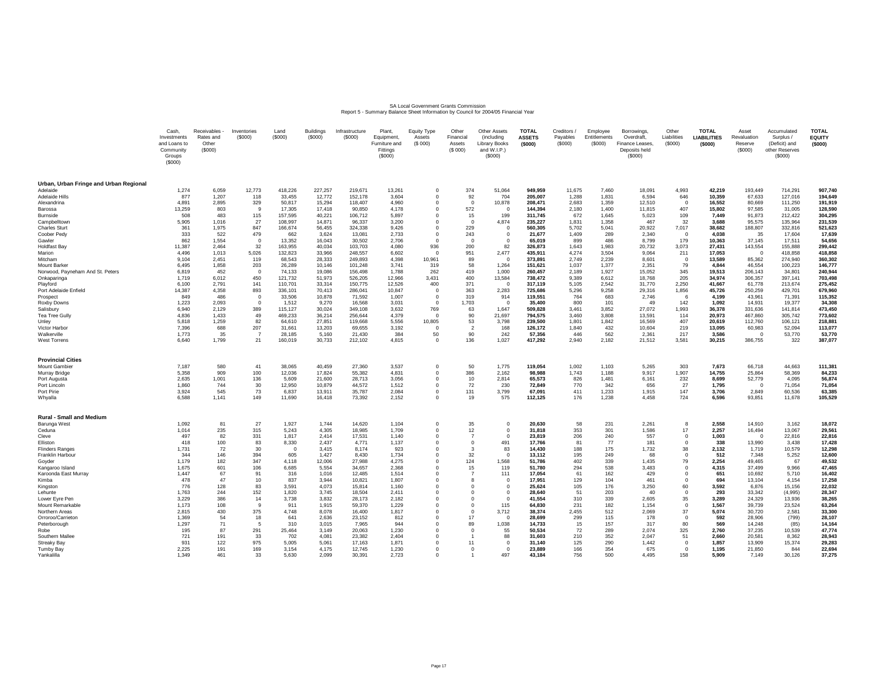SA Local Government Grants Commission
Report 5 - Summary Balance Sheet Information by Council for 2004/05 Financial Year

| | Cash, Investments and Loans to Community Groups ($000) | Receivables - Rates and Other ($000) | Inventories ($000) | Land ($000) | Buildings ($000) | Infrastructure ($000) | Plant, Equipment, Furniture and Fittings ($000) | Equity Type Assets ($ 000) | Other Financial Assets ($ 000) | Other Assets (including Library Books and W.I.P.) ($000) | **TOTAL ASSETS ($000)** | Creditors / Payables ($000) | Employee Entitlements ($000) | Borrowings, Overdraft, Finance Leases, Deposits held ($000) | Other Liabilities ($000) | **TOTAL LIABILITIES ($000)** | Asset Revaluation Reserve ($000) | Accumulated Surplus / (Deficit) and other Reserves ($000) | **TOTAL EQUITY ($000)** |
|---|---|---|---|---|---|---|---|---|---|---|---|---|---|---|---|---|---|---|---|
| **Urban, Urban Fringe and Urban Regional** | | | | | | | | | | | | | | | | | | | |
| Adelaide | 1,274 | 6,059 | 12,773 | 418,226 | 227,257 | 219,671 | 13,261 | 0 | 374 | 51,064 | **949,959** | 11,675 | 7,460 | 18,091 | 4,993 | **42,219** | 193,449 | 714,291 | **907,740** |
| Adelaide Hills | 877 | 1,207 | 118 | 33,455 | 12,772 | 152,178 | 3,604 | 0 | 92 | 704 | **205,007** | 1,288 | 1,831 | 6,594 | 646 | **10,359** | 67,633 | 127,016 | **194,649** |
| Alexandrina | 4,891 | 2,895 | 329 | 50,817 | 15,294 | 118,407 | 4,960 | 0 | 0 | 10,878 | **208,471** | 2,683 | 1,359 | 12,510 | 0 | **16,552** | 80,669 | 111,250 | **191,919** |
| Barossa | 13,259 | 803 | 9 | 17,305 | 17,418 | 90,850 | 4,178 | 0 | 572 | 0 | **144,394** | 2,180 | 1,400 | 11,815 | 407 | **15,802** | 97,585 | 31,005 | **128,590** |
| Burnside | 508 | 483 | 115 | 157,595 | 40,221 | 106,712 | 5,897 | 0 | 15 | 199 | **311,745** | 672 | 1,645 | 5,023 | 109 | **7,449** | 91,873 | 212,422 | **304,295** |
| Campbelltown | 5,905 | 1,016 | 27 | 108,997 | 14,871 | 96,337 | 3,200 | 0 | 0 | 4,874 | **235,227** | 1,831 | 1,358 | 467 | 32 | **3,688** | 95,575 | 135,964 | **231,539** |
| Charles Sturt | 361 | 1,975 | 847 | 166,674 | 56,455 | 324,338 | 9,426 | 0 | 229 | 0 | **560,305** | 5,702 | 5,041 | 20,922 | 7,017 | **38,682** | 188,807 | 332,816 | **521,623** |
| Coober Pedy | 333 | 522 | 479 | 662 | 3,624 | 13,081 | 2,733 | 0 | 243 | 0 | **21,677** | 1,409 | 289 | 2,340 | 0 | **4,038** | 35 | 17,604 | **17,639** |
| Gawler | 862 | 1,554 | 0 | 13,352 | 16,043 | 30,502 | 2,706 | 0 | 0 | 0 | **65,019** | 899 | 486 | 8,799 | 179 | **10,363** | 37,145 | 17,511 | **54,656** |
| Holdfast Bay | 11,387 | 2,464 | 32 | 163,955 | 40,034 | 103,703 | 4,080 | 936 | 200 | 82 | **326,873** | 1,643 | 1,983 | 20,732 | 3,073 | **27,431** | 143,554 | 155,888 | **299,442** |
| Marion | 4,496 | 1,013 | 5,026 | 132,823 | 33,966 | 248,557 | 6,602 | 0 | 951 | 2,477 | **435,911** | 4,274 | 3,504 | 9,064 | 211 | **17,053** | 0 | 418,858 | **418,858** |
| Mitcham | 9,104 | 2,451 | 119 | 68,543 | 28,333 | 249,893 | 4,398 | 10,961 | 89 | 0 | **373,891** | 2,749 | 2,239 | 8,601 | 0 | **13,589** | 85,362 | 274,940 | **360,302** |
| Mount Barker | 6,495 | 1,858 | 203 | 26,289 | 10,146 | 101,248 | 3,741 | 319 | 58 | 1,264 | **151,621** | 1,037 | 1,377 | 2,351 | 79 | **4,844** | 46,554 | 100,223 | **146,777** |
| Norwood, Payneham And St. Peters | 6,819 | 452 | 0 | 74,133 | 19,086 | 156,498 | 1,788 | 262 | 419 | 1,000 | **260,457** | 2,189 | 1,927 | 15,052 | 345 | **19,513** | 206,143 | 34,801 | **240,944** |
| Onkaparinga | 1,719 | 6,012 | 450 | 121,732 | 51,973 | 526,205 | 12,966 | 3,431 | 400 | 13,584 | **738,472** | 9,389 | 6,612 | 18,768 | 205 | **34,974** | 306,357 | 397,141 | **703,498** |
| Playford | 6,100 | 2,791 | 141 | 110,701 | 33,314 | 150,775 | 12,526 | 400 | 371 | 0 | **317,119** | 5,105 | 2,542 | 31,770 | 2,250 | **41,667** | 61,778 | 213,674 | **275,452** |
| Port Adelaide Enfield | 14,387 | 4,358 | 893 | 336,101 | 70,413 | 286,041 | 10,847 | 0 | 363 | 2,283 | **725,686** | 5,296 | 9,258 | 29,316 | 1,856 | **45,726** | 250,259 | 429,701 | **679,960** |
| Prospect | 849 | 486 | 0 | 33,506 | 10,878 | 71,592 | 1,007 | 0 | 319 | 914 | **119,551** | 764 | 683 | 2,746 | 6 | **4,199** | 43,961 | 71,391 | **115,352** |
| Roxby Downs | 1,223 | 2,093 | 0 | 1,512 | 9,270 | 16,568 | 3,031 | 0 | 1,703 | 0 | **35,400** | 800 | 101 | 49 | 142 | **1,092** | 14,931 | 19,377 | **34,308** |
| Salisbury | 6,940 | 2,129 | 389 | 115,127 | 30,024 | 349,108 | 3,632 | 769 | 63 | 1,647 | **509,828** | 3,461 | 3,852 | 27,072 | 1,993 | **36,378** | 331,636 | 141,814 | **473,450** |
| Tea Tree Gully | 4,836 | 1,433 | 49 | 469,233 | 36,214 | 256,644 | 4,379 | 0 | 90 | 21,697 | **794,575** | 3,460 | 3,808 | 13,591 | 114 | **20,973** | 467,860 | 305,742 | **773,602** |
| Unley | 5,818 | 1,259 | 82 | 64,610 | 27,851 | 119,668 | 5,556 | 10,805 | 53 | 3,798 | **239,500** | 1,801 | 1,842 | 16,569 | 407 | **20,619** | 112,760 | 106,121 | **218,881** |
| Victor Harbor | 7,396 | 688 | 207 | 31,661 | 13,203 | 69,655 | 3,192 | 0 | 2 | 168 | **126,172** | 1,840 | 432 | 10,604 | 219 | **13,095** | 60,983 | 52,094 | **113,077** |
| Walkerville | 1,773 | 35 | 7 | 28,185 | 5,160 | 21,430 | 384 | 50 | 90 | 242 | **57,356** | 446 | 562 | 2,361 | 217 | **3,586** | 0 | 53,770 | **53,770** |
| West Torrens | 6,640 | 1,799 | 21 | 160,019 | 30,733 | 212,102 | 4,815 | 0 | 136 | 1,027 | **417,292** | 2,940 | 2,182 | 21,512 | 3,581 | **30,215** | 386,755 | 322 | **387,077** |
| **Provincial Cities** | | | | | | | | | | | | | | | | | | | |
| Mount Gambier | 7,187 | 580 | 41 | 38,065 | 40,459 | 27,360 | 3,537 | 0 | 50 | 1,775 | **119,054** | 1,002 | 1,103 | 5,265 | 303 | **7,673** | 66,718 | 44,663 | **111,381** |
| Murray Bridge | 5,358 | 909 | 100 | 12,036 | 17,824 | 55,382 | 4,831 | 0 | 386 | 2,162 | **98,988** | 1,743 | 1,188 | 9,917 | 1,907 | **14,755** | 25,864 | 58,369 | **84,233** |
| Port Augusta | 2,635 | 1,001 | 136 | 5,609 | 21,600 | 28,713 | 3,056 | 0 | 10 | 2,814 | **65,573** | 826 | 1,481 | 6,161 | 232 | **8,699** | 52,779 | 4,095 | **56,874** |
| Port Lincoln | 1,860 | 744 | 30 | 12,950 | 10,879 | 44,572 | 1,512 | 0 | 72 | 230 | **72,849** | 770 | 342 | 656 | 27 | **1,795** | 0 | 71,054 | **71,054** |
| Port Pirie | 3,924 | 545 | 73 | 6,837 | 13,911 | 35,787 | 2,084 | 0 | 131 | 3,799 | **67,091** | 411 | 1,233 | 1,915 | 147 | **3,706** | 2,849 | 60,536 | **63,385** |
| Whyalla | 6,588 | 1,141 | 149 | 11,690 | 16,418 | 73,392 | 2,152 | 0 | 19 | 575 | **112,125** | 176 | 1,238 | 4,458 | 724 | **6,596** | 93,851 | 11,678 | **105,529** |
| **Rural - Small and Medium** | | | | | | | | | | | | | | | | | | | |
| Barunga West | 1,092 | 81 | 27 | 1,927 | 1,744 | 14,620 | 1,104 | 0 | 35 | 0 | **20,630** | 58 | 231 | 2,261 | 8 | **2,558** | 14,910 | 3,162 | **18,072** |
| Ceduna | 1,014 | 235 | 315 | 5,243 | 4,305 | 18,985 | 1,709 | 0 | 12 | 0 | **31,818** | 353 | 301 | 1,586 | 17 | **2,257** | 16,494 | 13,067 | **29,561** |
| Cleve | 497 | 82 | 331 | 1,817 | 2,414 | 17,531 | 1,140 | 0 | 7 | 0 | **23,819** | 206 | 240 | 557 | 0 | **1,003** | 0 | 22,816 | **22,816** |
| Elliston | 418 | 100 | 83 | 8,330 | 2,437 | 4,771 | 1,137 | 0 | 0 | 491 | **17,766** | 81 | 77 | 181 | 0 | **338** | 13,990 | 3,438 | **17,428** |
| Flinders Ranges | 1,731 | 72 | 30 | 0 | 3,415 | 8,174 | 923 | 0 | 3 | 83 | **14,430** | 188 | 175 | 1,732 | 38 | **2,132** | 1,719 | 10,579 | **12,298** |
| Franklin Harbour | 344 | 146 | 394 | 605 | 1,427 | 8,430 | 1,734 | 0 | 32 | 0 | **13,112** | 195 | 249 | 68 | 0 | **512** | 7,348 | 5,252 | **12,600** |
| Goyder | 1,179 | 182 | 347 | 4,118 | 12,006 | 27,988 | 4,275 | 0 | 124 | 1,568 | **51,786** | 402 | 339 | 1,435 | 79 | **2,254** | 49,465 | 67 | **49,532** |
| Kangaroo Island | 1,675 | 601 | 106 | 6,685 | 5,554 | 34,657 | 2,368 | 0 | 15 | 119 | **51,780** | 294 | 538 | 3,483 | 0 | **4,315** | 37,499 | 9,966 | **47,465** |
| Karoonda East Murray | 1,447 | 67 | 91 | 316 | 1,016 | 12,485 | 1,514 | 0 | 7 | 111 | **17,054** | 61 | 162 | 429 | 0 | **651** | 10,692 | 5,710 | **16,402** |
| Kimba | 478 | 47 | 10 | 837 | 3,944 | 10,821 | 1,807 | 0 | 8 | 0 | **17,951** | 129 | 104 | 461 | 0 | **694** | 13,104 | 4,154 | **17,258** |
| Kingston | 776 | 128 | 83 | 3,591 | 4,073 | 15,814 | 1,160 | 0 | 0 | 0 | **25,624** | 105 | 176 | 3,250 | 60 | **3,592** | 6,876 | 15,156 | **22,032** |
| Lehunte | 1,763 | 244 | 152 | 1,820 | 3,745 | 18,504 | 2,411 | 0 | 0 | 0 | **28,640** | 51 | 203 | 40 | 0 | **293** | 33,342 | (4,995) | **28,347** |
| Lower Eyre Pen | 3,229 | 386 | 14 | 3,738 | 3,832 | 28,173 | 2,182 | 0 | 0 | 0 | **41,554** | 310 | 339 | 2,605 | 35 | **3,289** | 24,329 | 13,936 | **38,265** |
| Mount Remarkable | 1,173 | 108 | 9 | 911 | 1,915 | 59,370 | 1,229 | 0 | 0 | 115 | **64,830** | 231 | 182 | 1,154 | 0 | **1,567** | 39,739 | 23,524 | **63,264** |
| Northern Areas | 2,815 | 430 | 375 | 4,748 | 8,078 | 16,400 | 1,817 | 0 | 0 | 3,712 | **38,374** | 2,455 | 512 | 2,069 | 37 | **5,074** | 30,720 | 2,581 | **33,300** |
| Orroroo/Carrieton | 1,369 | 54 | 18 | 641 | 2,636 | 23,152 | 812 | 0 | 17 | 0 | **28,699** | 299 | 115 | 178 | 0 | **592** | 28,906 | (799) | **28,107** |
| Peterborough | 1,297 | 71 | 5 | 310 | 3,015 | 7,965 | 944 | 0 | 89 | 1,038 | **14,733** | 15 | 157 | 317 | 80 | **569** | 14,248 | (85) | **14,164** |
| Robe | 195 | 87 | 291 | 25,464 | 3,149 | 20,063 | 1,230 | 0 | 0 | 55 | **50,534** | 72 | 289 | 2,074 | 325 | **2,760** | 37,235 | 10,539 | **47,774** |
| Southern Mallee | 721 | 191 | 33 | 702 | 4,081 | 23,382 | 2,404 | 0 | 1 | 88 | **31,603** | 210 | 352 | 2,047 | 51 | **2,660** | 20,581 | 8,362 | **28,943** |
| Streaky Bay | 931 | 122 | 975 | 5,005 | 5,061 | 17,163 | 1,871 | 0 | 11 | 0 | **31,140** | 125 | 290 | 1,442 | 0 | **1,857** | 13,909 | 15,374 | **29,283** |
| Tumby Bay | 2,225 | 191 | 169 | 3,154 | 4,175 | 12,745 | 1,230 | 0 | 0 | 0 | **23,889** | 166 | 354 | 675 | 0 | **1,195** | 21,850 | 844 | **22,694** |
| Yankalilla | 1,349 | 461 | 33 | 5,630 | 2,099 | 30,391 | 2,723 | 0 | 1 | 497 | **43,184** | 756 | 500 | 4,495 | 158 | **5,909** | 7,149 | 30,126 | **37,275** |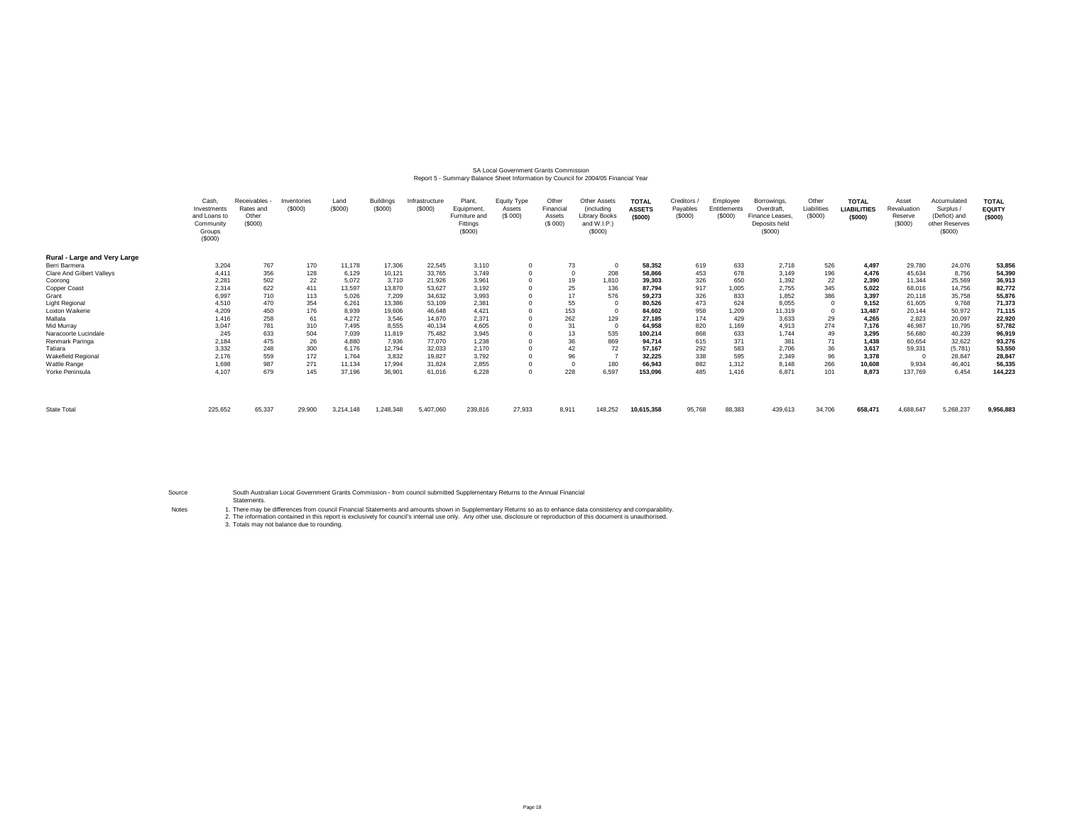SA Local Government Grants Commission
Report 5 - Summary Balance Sheet Information by Council for 2004/05 Financial Year

| | Cash, Investments and Loans to Community Groups ($000) | Receivables - Rates and Other ($000) | Inventories ($000) | Land ($000) | Buildings ($000) | Infrastructure ($000) | Plant, Equipment, Furniture and Fittings ($000) | Equity Type Assets ($ 000) | Other Financial Assets ($ 000) | Other Assets (including Library Books and W.I.P.) ($000) | **TOTAL ASSETS ($000)** | Creditors / Payables ($000) | Employee Entitlements ($000) | Borrowings, Overdraft, Finance Leases, Deposits held ($000) | Other Liabilities ($000) | **TOTAL LIABILITIES ($000)** | Asset Revaluation Reserve ($000) | Accumulated Surplus / (Deficit) and other Reserves ($000) | **TOTAL EQUITY ($000)** |
|---|---|---|---|---|---|---|---|---|---|---|---|---|---|---|---|---|---|---|---|
| **Rural - Large and Very Large** | | | | | | | | | | | | | | | | | | | |
| Berri Barmera | 3,204 | 767 | 170 | 11,178 | 17,306 | 22,545 | 3,110 | 0 | 73 | 0 | **58,352** | 619 | 633 | 2,718 | 526 | **4,497** | 29,780 | 24,076 | **53,856** |
| Clare And Gilbert Valleys | 4,411 | 356 | 128 | 6,129 | 10,121 | 33,765 | 3,749 | 0 | 0 | 208 | **58,866** | 453 | 678 | 3,149 | 196 | **4,476** | 45,634 | 8,756 | **54,390** |
| Coorong | 2,281 | 502 | 22 | 5,072 | 3,710 | 21,926 | 3,961 | 0 | 19 | 1,810 | **39,303** | 326 | 650 | 1,392 | 22 | **2,390** | 11,344 | 25,569 | **36,913** |
| Copper Coast | 2,314 | 622 | 411 | 13,597 | 13,870 | 53,627 | 3,192 | 0 | 25 | 136 | **87,794** | 917 | 1,005 | 2,755 | 345 | **5,022** | 68,016 | 14,756 | **82,772** |
| Grant | 6,997 | 710 | 113 | 5,026 | 7,209 | 34,632 | 3,993 | 0 | 17 | 576 | **59,273** | 326 | 833 | 1,852 | 386 | **3,397** | 20,118 | 35,758 | **55,876** |
| Light Regional | 4,510 | 470 | 354 | 6,261 | 13,386 | 53,109 | 2,381 | 0 | 55 | 0 | **80,526** | 473 | 624 | 8,055 | 0 | **9,152** | 61,605 | 9,768 | **71,373** |
| Loxton Waikerie | 4,209 | 450 | 176 | 8,939 | 19,606 | 46,648 | 4,421 | 0 | 153 | 0 | **84,602** | 958 | 1,209 | 11,319 | 0 | **13,487** | 20,144 | 50,972 | **71,115** |
| Mallala | 1,416 | 258 | 61 | 4,272 | 3,546 | 14,870 | 2,371 | 0 | 262 | 129 | **27,185** | 174 | 429 | 3,633 | 29 | **4,265** | 2,823 | 20,097 | **22,920** |
| Mid Murray | 3,047 | 781 | 310 | 7,495 | 8,555 | 40,134 | 4,605 | 0 | 31 | 0 | **64,958** | 820 | 1,169 | 4,913 | 274 | **7,176** | 46,987 | 10,795 | **57,782** |
| Naracoorte Lucindale | 245 | 633 | 504 | 7,039 | 11,819 | 75,482 | 3,945 | 0 | 13 | 535 | **100,214** | 868 | 633 | 1,744 | 49 | **3,295** | 56,680 | 40,239 | **96,919** |
| Renmark Paringa | 2,184 | 475 | 26 | 4,880 | 7,936 | 77,070 | 1,238 | 0 | 36 | 869 | **94,714** | 615 | 371 | 381 | 71 | **1,438** | 60,654 | 32,622 | **93,276** |
| Tatiara | 3,332 | 248 | 300 | 6,176 | 12,794 | 32,033 | 2,170 | 0 | 42 | 72 | **57,167** | 292 | 583 | 2,706 | 36 | **3,617** | 59,331 | (5,781) | **53,550** |
| Wakefield Regional | 2,176 | 559 | 172 | 1,764 | 3,832 | 19,827 | 3,792 | 0 | 96 | 7 | **32,225** | 338 | 595 | 2,349 | 96 | **3,378** | 0 | 28,847 | **28,847** |
| Wattle Range | 1,698 | 987 | 271 | 11,134 | 17,994 | 31,824 | 2,855 | 0 | 0 | 180 | **66,943** | 882 | 1,312 | 8,148 | 266 | **10,608** | 9,934 | 46,401 | **56,335** |
| Yorke Peninsula | 4,107 | 679 | 145 | 37,196 | 36,901 | 61,016 | 6,228 | 0 | 228 | 6,597 | **153,096** | 485 | 1,416 | 6,871 | 101 | **8,873** | 137,769 | 6,454 | **144,223** |
| State Total | 225,652 | 65,337 | 29,900 | 3,214,148 | 1,248,348 | 5,407,060 | 239,816 | 27,933 | 8,911 | 148,252 | **10,615,358** | 95,768 | 88,383 | 439,613 | 34,706 | **658,471** | 4,688,647 | 5,268,237 | **9,956,883** |

Source: South Australian Local Government Grants Commission - from council submitted Supplementary Returns to the Annual Financial Statements.

Notes:
1. There may be differences from council Financial Statements and amounts shown in Supplementary Returns so as to enhance data consistency and comparability.
2. The information contained in this report is exclusively for council's internal use only. Any other use, disclosure or reproduction of this document is unauthorised.
3. Totals may not balance due to rounding.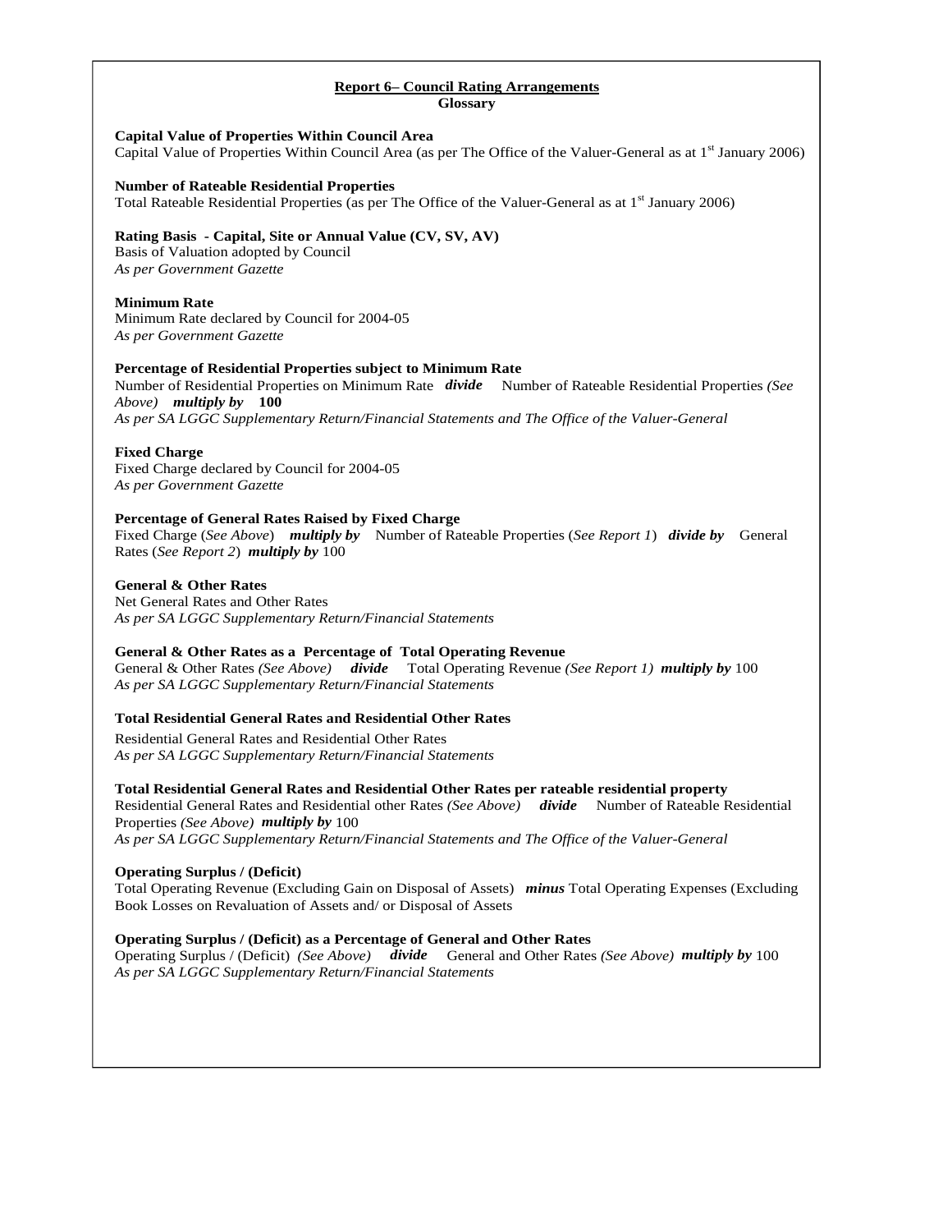## Report 6– Council Rating Arrangements

### Glossary

**Capital Value of Properties Within Council Area**
Capital Value of Properties Within Council Area (as per The Office of the Valuer-General as at 1st January 2006)

**Number of Rateable Residential Properties**
Total Rateable Residential Properties (as per The Office of the Valuer-General as at 1st January 2006)

**Rating Basis - Capital, Site or Annual Value (CV, SV, AV)**
Basis of Valuation adopted by Council
*As per Government Gazette*

**Minimum Rate**
Minimum Rate declared by Council for 2004-05
*As per Government Gazette*

**Percentage of Residential Properties subject to Minimum Rate**
Number of Residential Properties on Minimum Rate ***divide*** Number of Rateable Residential Properties *(See Above)* ***multiply by*** **100**
*As per SA LGGC Supplementary Return/Financial Statements and The Office of the Valuer-General*

**Fixed Charge**
Fixed Charge declared by Council for 2004-05
*As per Government Gazette*

**Percentage of General Rates Raised by Fixed Charge**
Fixed Charge (*See Above*) ***multiply by*** Number of Rateable Properties (*See Report 1*) ***divide by*** General Rates (*See Report 2*) ***multiply by*** 100

**General & Other Rates**
Net General Rates and Other Rates
*As per SA LGGC Supplementary Return/Financial Statements*

**General & Other Rates as a Percentage of Total Operating Revenue**
General & Other Rates *(See Above)* ***divide*** Total Operating Revenue *(See Report 1)* ***multiply by*** 100
*As per SA LGGC Supplementary Return/Financial Statements*

**Total Residential General Rates and Residential Other Rates**
Residential General Rates and Residential Other Rates
*As per SA LGGC Supplementary Return/Financial Statements*

**Total Residential General Rates and Residential Other Rates per rateable residential property**
Residential General Rates and Residential other Rates *(See Above)* ***divide*** Number of Rateable Residential Properties *(See Above)* ***multiply by*** 100
*As per SA LGGC Supplementary Return/Financial Statements and The Office of the Valuer-General*

**Operating Surplus / (Deficit)**
Total Operating Revenue (Excluding Gain on Disposal of Assets) ***minus*** Total Operating Expenses (Excluding Book Losses on Revaluation of Assets and/ or Disposal of Assets

**Operating Surplus / (Deficit) as a Percentage of General and Other Rates**
Operating Surplus / (Deficit) *(See Above)* ***divide*** General and Other Rates *(See Above)* ***multiply by*** 100
*As per SA LGGC Supplementary Return/Financial Statements*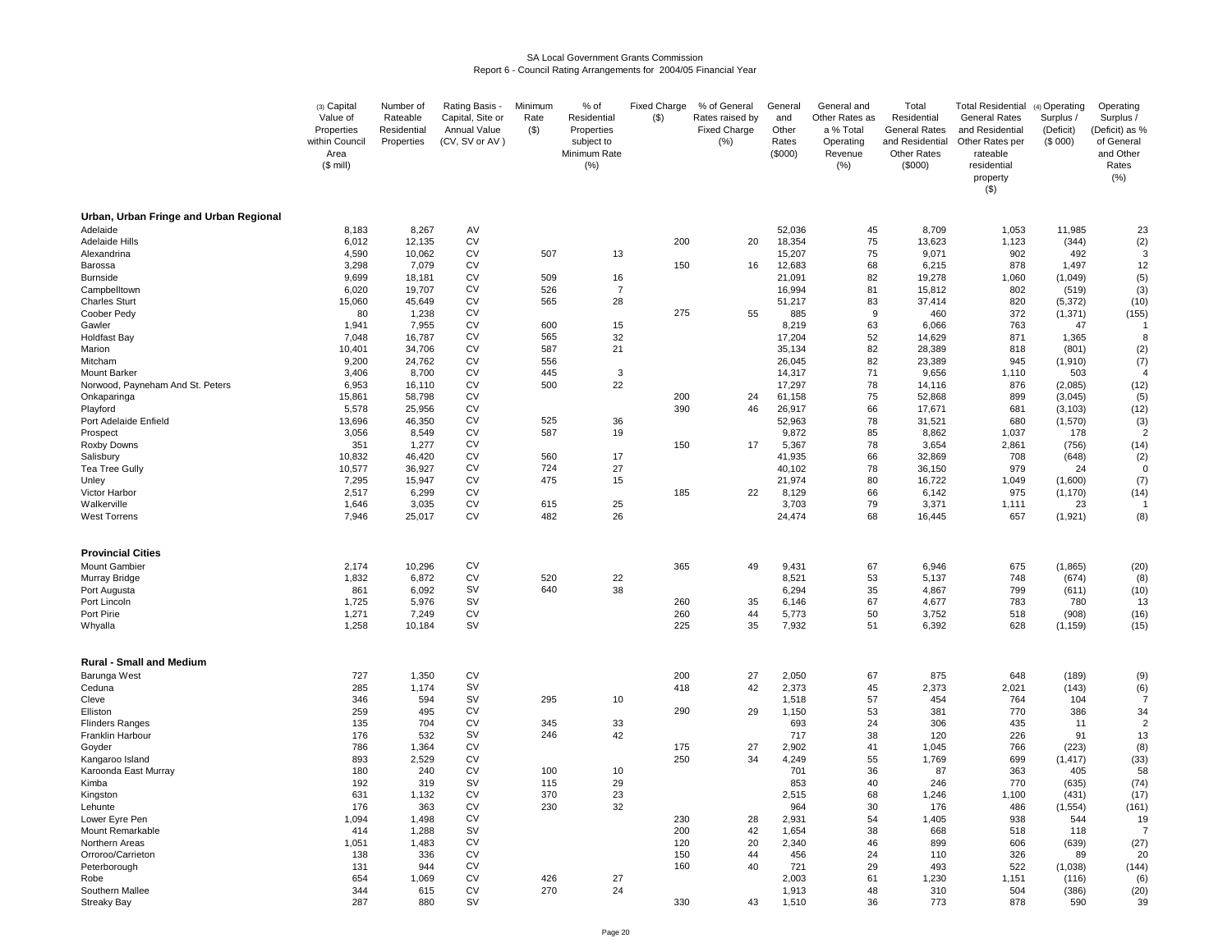SA Local Government Grants Commission
Report 6 - Council Rating Arrangements for 2004/05 Financial Year

| | (3) Capital Value of Properties within Council Area ($ mill) | Number of Rateable Residential Properties | Rating Basis - Capital, Site or Annual Value (CV, SV or AV ) | Minimum Rate ($) | % of Residential Properties subject to Minimum Rate (%) | Fixed Charge ($) | % of General Rates raised by Fixed Charge (%) | General and Other Rates ($000) | General and Other Rates as a % Total Operating Revenue (%) | Total Residential General Rates and Residential Other Rates ($000) | Total Residential General Rates and Residential Other Rates per rateable residential property ($) | (4) Operating Surplus / (Deficit) ($ 000) | Operating Surplus / (Deficit) as % of General and Other Rates (%) |
|---|---|---|---|---|---|---|---|---|---|---|---|---|---|
| **Urban, Urban Fringe and Urban Regional** | | | | | | | | | | | | | |
| Adelaide | 8,183 | 8,267 | AV | | | | | 52,036 | 45 | 8,709 | 1,053 | 11,985 | 23 |
| Adelaide Hills | 6,012 | 12,135 | CV | | | 200 | 20 | 18,354 | 75 | 13,623 | 1,123 | (344) | (2) |
| Alexandrina | 4,590 | 10,062 | CV | 507 | 13 | | | 15,207 | 75 | 9,071 | 902 | 492 | 3 |
| Barossa | 3,298 | 7,079 | CV | | | 150 | 16 | 12,683 | 68 | 6,215 | 878 | 1,497 | 12 |
| Burnside | 9,699 | 18,181 | CV | 509 | 16 | | | 21,091 | 82 | 19,278 | 1,060 | (1,049) | (5) |
| Campbelltown | 6,020 | 19,707 | CV | 526 | 7 | | | 16,994 | 81 | 15,812 | 802 | (519) | (3) |
| Charles Sturt | 15,060 | 45,649 | CV | 565 | 28 | | | 51,217 | 83 | 37,414 | 820 | (5,372) | (10) |
| Coober Pedy | 80 | 1,238 | CV | | | 275 | 55 | 885 | 9 | 460 | 372 | (1,371) | (155) |
| Gawler | 1,941 | 7,955 | CV | 600 | 15 | | | 8,219 | 63 | 6,066 | 763 | 47 | 1 |
| Holdfast Bay | 7,048 | 16,787 | CV | 565 | 32 | | | 17,204 | 52 | 14,629 | 871 | 1,365 | 8 |
| Marion | 10,401 | 34,706 | CV | 587 | 21 | | | 35,134 | 82 | 28,389 | 818 | (801) | (2) |
| Mitcham | 9,200 | 24,762 | CV | 556 | | | | 26,045 | 82 | 23,389 | 945 | (1,910) | (7) |
| Mount Barker | 3,406 | 8,700 | CV | 445 | 3 | | | 14,317 | 71 | 9,656 | 1,110 | 503 | 4 |
| Norwood, Payneham And St. Peters | 6,953 | 16,110 | CV | 500 | 22 | | | 17,297 | 78 | 14,116 | 876 | (2,085) | (12) |
| Onkaparinga | 15,861 | 58,798 | CV | | | 200 | 24 | 61,158 | 75 | 52,868 | 899 | (3,045) | (5) |
| Playford | 5,578 | 25,956 | CV | | | 390 | 46 | 26,917 | 66 | 17,671 | 681 | (3,103) | (12) |
| Port Adelaide Enfield | 13,696 | 46,350 | CV | 525 | 36 | | | 52,963 | 78 | 31,521 | 680 | (1,570) | (3) |
| Prospect | 3,056 | 8,549 | CV | 587 | 19 | | | 9,872 | 85 | 8,862 | 1,037 | 178 | 2 |
| Roxby Downs | 351 | 1,277 | CV | | | 150 | 17 | 5,367 | 78 | 3,654 | 2,861 | (756) | (14) |
| Salisbury | 10,832 | 46,420 | CV | 560 | 17 | | | 41,935 | 66 | 32,869 | 708 | (648) | (2) |
| Tea Tree Gully | 10,577 | 36,927 | CV | 724 | 27 | | | 40,102 | 78 | 36,150 | 979 | 24 | 0 |
| Unley | 7,295 | 15,947 | CV | 475 | 15 | | | 21,974 | 80 | 16,722 | 1,049 | (1,600) | (7) |
| Victor Harbor | 2,517 | 6,299 | CV | | | 185 | 22 | 8,129 | 66 | 6,142 | 975 | (1,170) | (14) |
| Walkerville | 1,646 | 3,035 | CV | 615 | 25 | | | 3,703 | 79 | 3,371 | 1,111 | 23 | 1 |
| West Torrens | 7,946 | 25,017 | CV | 482 | 26 | | | 24,474 | 68 | 16,445 | 657 | (1,921) | (8) |
| **Provincial Cities** | | | | | | | | | | | | | |
| Mount Gambier | 2,174 | 10,296 | CV | | | 365 | 49 | 9,431 | 67 | 6,946 | 675 | (1,865) | (20) |
| Murray Bridge | 1,832 | 6,872 | CV | 520 | 22 | | | 8,521 | 53 | 5,137 | 748 | (674) | (8) |
| Port Augusta | 861 | 6,092 | SV | 640 | 38 | | | 6,294 | 35 | 4,867 | 799 | (611) | (10) |
| Port Lincoln | 1,725 | 5,976 | SV | | | 260 | 35 | 6,146 | 67 | 4,677 | 783 | 780 | 13 |
| Port Pirie | 1,271 | 7,249 | CV | | | 260 | 44 | 5,773 | 50 | 3,752 | 518 | (908) | (16) |
| Whyalla | 1,258 | 10,184 | SV | | | 225 | 35 | 7,932 | 51 | 6,392 | 628 | (1,159) | (15) |
| **Rural - Small and Medium** | | | | | | | | | | | | | |
| Barunga West | 727 | 1,350 | CV | | | 200 | 27 | 2,050 | 67 | 875 | 648 | (189) | (9) |
| Ceduna | 285 | 1,174 | SV | | | 418 | 42 | 2,373 | 45 | 2,373 | 2,021 | (143) | (6) |
| Cleve | 346 | 594 | SV | 295 | 10 | | | 1,518 | 57 | 454 | 764 | 104 | 7 |
| Elliston | 259 | 495 | CV | | | 290 | 29 | 1,150 | 53 | 381 | 770 | 386 | 34 |
| Flinders Ranges | 135 | 704 | CV | 345 | 33 | | | 693 | 24 | 306 | 435 | 11 | 2 |
| Franklin Harbour | 176 | 532 | SV | 246 | 42 | | | 717 | 38 | 120 | 226 | 91 | 13 |
| Goyder | 786 | 1,364 | CV | | | 175 | 27 | 2,902 | 41 | 1,045 | 766 | (223) | (8) |
| Kangaroo Island | 893 | 2,529 | CV | | | 250 | 34 | 4,249 | 55 | 1,769 | 699 | (1,417) | (33) |
| Karoonda East Murray | 180 | 240 | CV | 100 | 10 | | | 701 | 36 | 87 | 363 | 405 | 58 |
| Kimba | 192 | 319 | SV | 115 | 29 | | | 853 | 40 | 246 | 770 | (635) | (74) |
| Kingston | 631 | 1,132 | CV | 370 | 23 | | | 2,515 | 68 | 1,246 | 1,100 | (431) | (17) |
| Lehunte | 176 | 363 | CV | 230 | 32 | | | 964 | 30 | 176 | 486 | (1,554) | (161) |
| Lower Eyre Pen | 1,094 | 1,498 | CV | | | 230 | 28 | 2,931 | 54 | 1,405 | 938 | 544 | 19 |
| Mount Remarkable | 414 | 1,288 | SV | | | 200 | 42 | 1,654 | 38 | 668 | 518 | 118 | 7 |
| Northern Areas | 1,051 | 1,483 | CV | | | 120 | 20 | 2,340 | 46 | 899 | 606 | (639) | (27) |
| Orroroo/Carrieton | 138 | 336 | CV | | | 150 | 44 | 456 | 24 | 110 | 326 | 89 | 20 |
| Peterborough | 131 | 944 | CV | | | 160 | 40 | 721 | 29 | 493 | 522 | (1,038) | (144) |
| Robe | 654 | 1,069 | CV | 426 | 27 | | | 2,003 | 61 | 1,230 | 1,151 | (116) | (6) |
| Southern Mallee | 344 | 615 | CV | 270 | 24 | | | 1,913 | 48 | 310 | 504 | (386) | (20) |
| Streaky Bay | 287 | 880 | SV | | | 330 | 43 | 1,510 | 36 | 773 | 878 | 590 | 39 |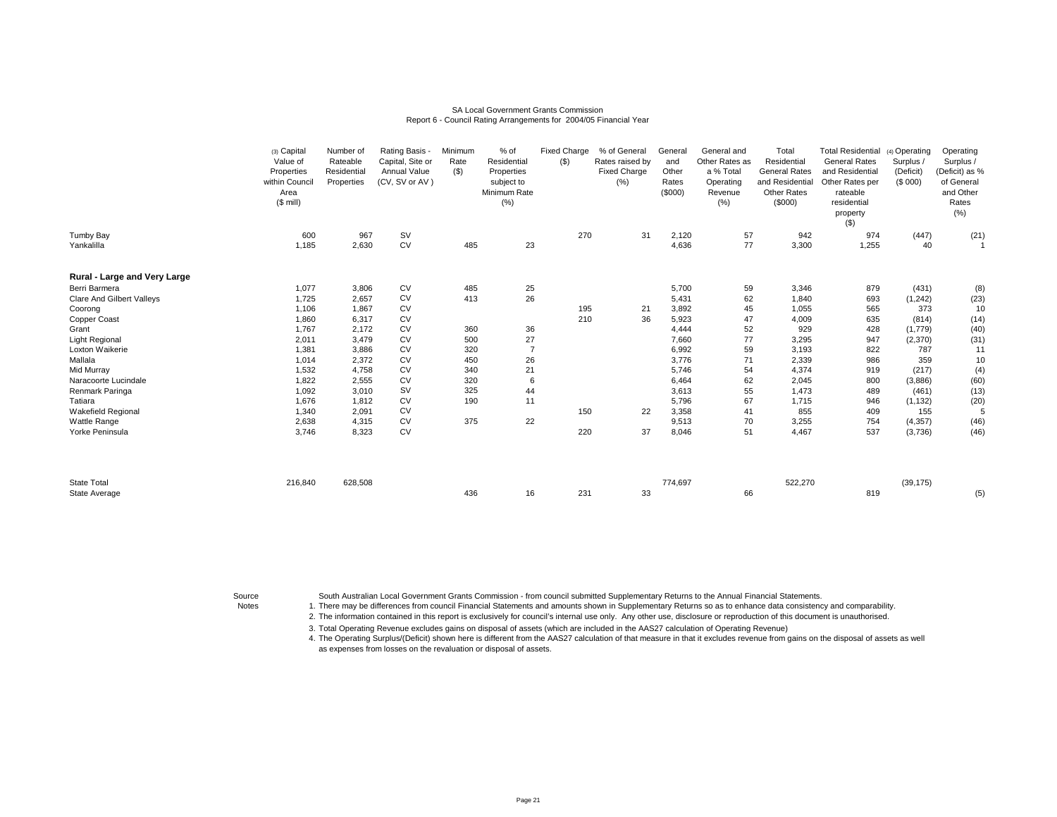SA Local Government Grants Commission
Report 6 - Council Rating Arrangements for 2004/05 Financial Year

| | (3) Capital Value of Properties within Council Area ($ mill) | Number of Rateable Residential Properties | Rating Basis - Capital, Site or Annual Value (CV, SV or AV ) | Minimum Rate ($) | % of Residential Properties subject to Minimum Rate (%) | Fixed Charge ($) | % of General Rates raised by Fixed Charge (%) | General and Other Rates ($000) | General and Other Rates as a % Total Operating Revenue (%) | Total Residential General Rates and Residential Other Rates ($000) | Total Residential General Rates and Residential Other Rates per rateable residential property ($) | (4) Operating Surplus / (Deficit) ($ 000) | Operating Surplus / (Deficit) as % of General and Other Rates (%) |
|---|---|---|---|---|---|---|---|---|---|---|---|---|---|
| Tumby Bay | 600 | 967 | SV | | | 270 | 31 | 2,120 | 57 | 942 | 974 | (447) | (21) |
| Yankalilla | 1,185 | 2,630 | CV | 485 | 23 | | | 4,636 | 77 | 3,300 | 1,255 | 40 | 1 |
| **Rural - Large and Very Large** | | | | | | | | | | | | | |
| Berri Barmera | 1,077 | 3,806 | CV | 485 | 25 | | | 5,700 | 59 | 3,346 | 879 | (431) | (8) |
| Clare And Gilbert Valleys | 1,725 | 2,657 | CV | 413 | 26 | | | 5,431 | 62 | 1,840 | 693 | (1,242) | (23) |
| Coorong | 1,106 | 1,867 | CV | | | 195 | 21 | 3,892 | 45 | 1,055 | 565 | 373 | 10 |
| Copper Coast | 1,860 | 6,317 | CV | | | 210 | 36 | 5,923 | 47 | 4,009 | 635 | (814) | (14) |
| Grant | 1,767 | 2,172 | CV | 360 | 36 | | | 4,444 | 52 | 929 | 428 | (1,779) | (40) |
| Light Regional | 2,011 | 3,479 | CV | 500 | 27 | | | 7,660 | 77 | 3,295 | 947 | (2,370) | (31) |
| Loxton Waikerie | 1,381 | 3,886 | CV | 320 | 7 | | | 6,992 | 59 | 3,193 | 822 | 787 | 11 |
| Mallala | 1,014 | 2,372 | CV | 450 | 26 | | | 3,776 | 71 | 2,339 | 986 | 359 | 10 |
| Mid Murray | 1,532 | 4,758 | CV | 340 | 21 | | | 5,746 | 54 | 4,374 | 919 | (217) | (4) |
| Naracoorte Lucindale | 1,822 | 2,555 | CV | 320 | 6 | | | 6,464 | 62 | 2,045 | 800 | (3,886) | (60) |
| Renmark Paringa | 1,092 | 3,010 | SV | 325 | 44 | | | 3,613 | 55 | 1,473 | 489 | (461) | (13) |
| Tatiara | 1,676 | 1,812 | CV | 190 | 11 | | | 5,796 | 67 | 1,715 | 946 | (1,132) | (20) |
| Wakefield Regional | 1,340 | 2,091 | CV | | | 150 | 22 | 3,358 | 41 | 855 | 409 | 155 | 5 |
| Wattle Range | 2,638 | 4,315 | CV | 375 | 22 | | | 9,513 | 70 | 3,255 | 754 | (4,357) | (46) |
| Yorke Peninsula | 3,746 | 8,323 | CV | | | 220 | 37 | 8,046 | 51 | 4,467 | 537 | (3,736) | (46) |
| State Total | 216,840 | 628,508 | | | | | | 774,697 | | 522,270 | | (39,175) | |
| State Average | | | | 436 | 16 | 231 | 33 | | 66 | | 819 | | (5) |

Source: South Australian Local Government Grants Commission - from council submitted Supplementary Returns to the Annual Financial Statements.

Notes:
1. There may be differences from council Financial Statements and amounts shown in Supplementary Returns so as to enhance data consistency and comparability.
2. The information contained in this report is exclusively for council's internal use only. Any other use, disclosure or reproduction of this document is unauthorised.
3. Total Operating Revenue excludes gains on disposal of assets (which are included in the AAS27 calculation of Operating Revenue)
4. The Operating Surplus/(Deficit) shown here is different from the AAS27 calculation of that measure in that it excludes revenue from gains on the disposal of assets as well as expenses from losses on the revaluation or disposal of assets.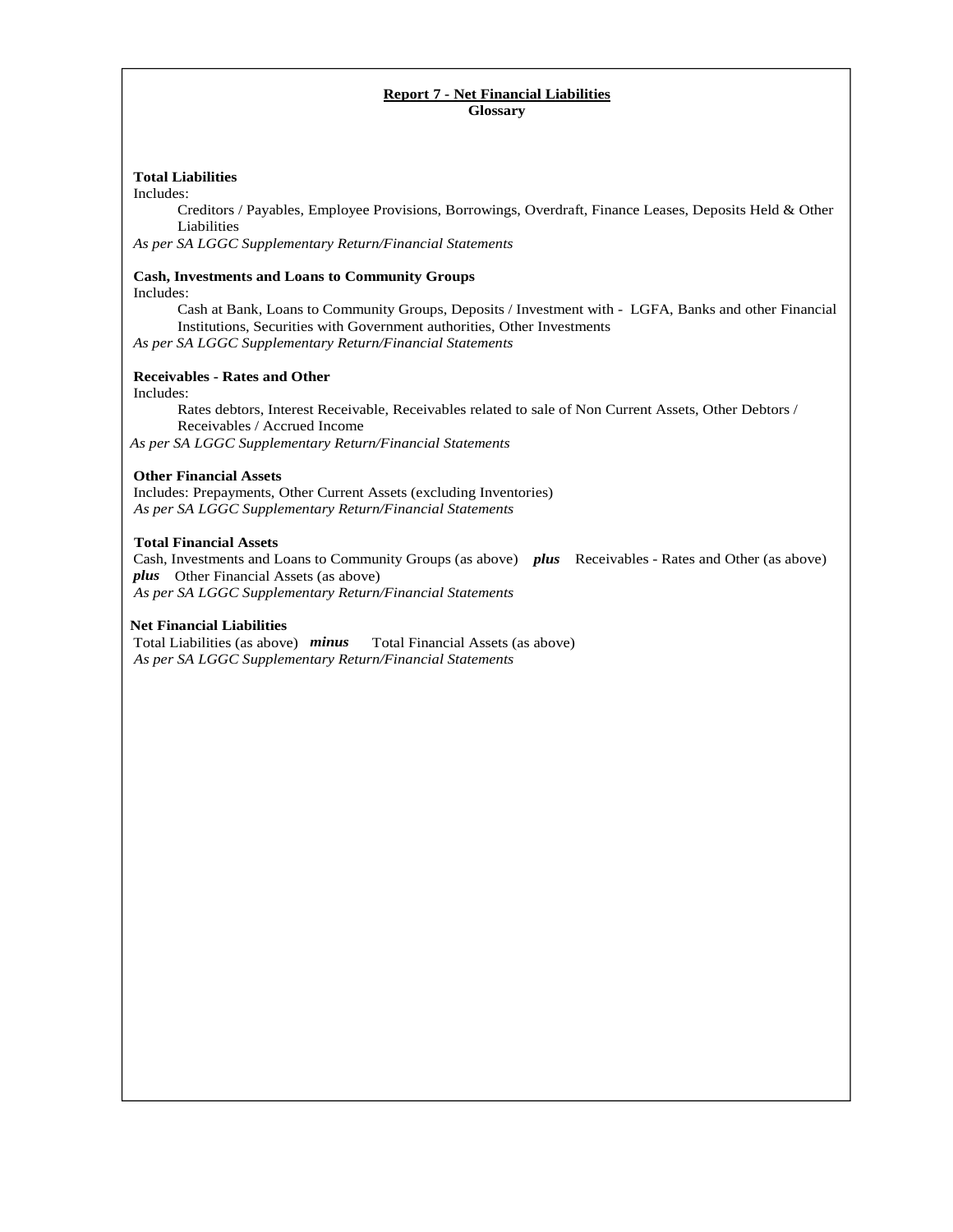# Report 7 - Net Financial Liabilities

## Glossary

**Total Liabilities**

Includes:

Creditors / Payables, Employee Provisions, Borrowings, Overdraft, Finance Leases, Deposits Held & Other Liabilities

*As per SA LGGC Supplementary Return/Financial Statements*

**Cash, Investments and Loans to Community Groups**

Includes:

Cash at Bank, Loans to Community Groups, Deposits / Investment with - LGFA, Banks and other Financial Institutions, Securities with Government authorities, Other Investments

*As per SA LGGC Supplementary Return/Financial Statements*

**Receivables - Rates and Other**

Includes:

Rates debtors, Interest Receivable, Receivables related to sale of Non Current Assets, Other Debtors / Receivables / Accrued Income

*As per SA LGGC Supplementary Return/Financial Statements*

**Other Financial Assets**

Includes: Prepayments, Other Current Assets (excluding Inventories)

*As per SA LGGC Supplementary Return/Financial Statements*

**Total Financial Assets**

Cash, Investments and Loans to Community Groups (as above) ***plus*** Receivables - Rates and Other (as above) ***plus*** Other Financial Assets (as above)

*As per SA LGGC Supplementary Return/Financial Statements*

**Net Financial Liabilities**

Total Liabilities (as above) ***minus*** Total Financial Assets (as above)

*As per SA LGGC Supplementary Return/Financial Statements*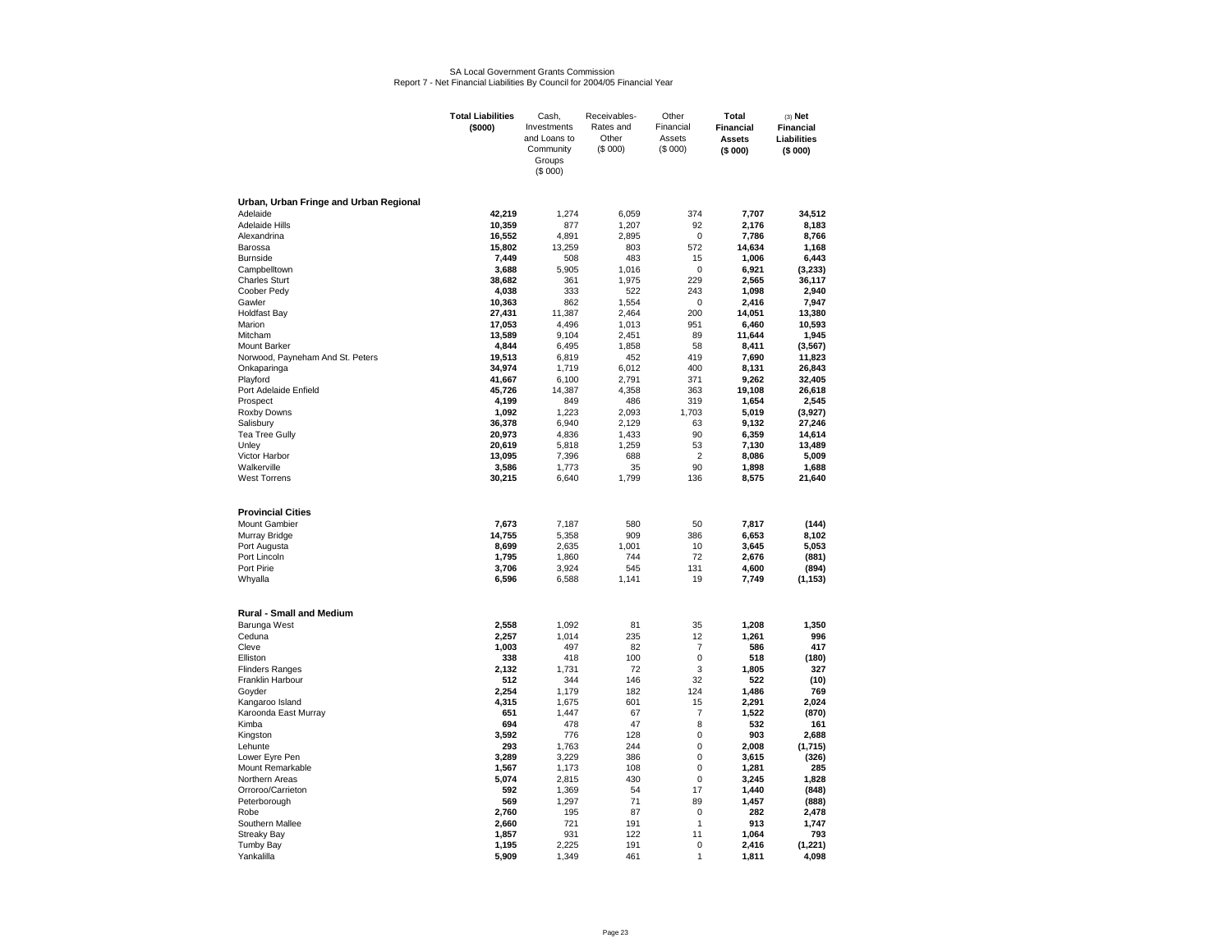SA Local Government Grants Commission
Report 7 - Net Financial Liabilities By Council for 2004/05 Financial Year

| | **Total Liabilities ($000)** | Cash, Investments and Loans to Community Groups ($ 000) | Receivables- Rates and Other ($ 000) | Other Financial Assets ($ 000) | **Total Financial Assets ($ 000)** | (3) **Net Financial Liabilities ($ 000)** |
|---|---|---|---|---|---|---|
| **Urban, Urban Fringe and Urban Regional** | | | | | | |
| Adelaide | **42,219** | 1,274 | 6,059 | 374 | **7,707** | **34,512** |
| Adelaide Hills | **10,359** | 877 | 1,207 | 92 | **2,176** | **8,183** |
| Alexandrina | **16,552** | 4,891 | 2,895 | 0 | **7,786** | **8,766** |
| Barossa | **15,802** | 13,259 | 803 | 572 | **14,634** | **1,168** |
| Burnside | **7,449** | 508 | 483 | 15 | **1,006** | **6,443** |
| Campbelltown | **3,688** | 5,905 | 1,016 | 0 | **6,921** | **(3,233)** |
| Charles Sturt | **38,682** | 361 | 1,975 | 229 | **2,565** | **36,117** |
| Coober Pedy | **4,038** | 333 | 522 | 243 | **1,098** | **2,940** |
| Gawler | **10,363** | 862 | 1,554 | 0 | **2,416** | **7,947** |
| Holdfast Bay | **27,431** | 11,387 | 2,464 | 200 | **14,051** | **13,380** |
| Marion | **17,053** | 4,496 | 1,013 | 951 | **6,460** | **10,593** |
| Mitcham | **13,589** | 9,104 | 2,451 | 89 | **11,644** | **1,945** |
| Mount Barker | **4,844** | 6,495 | 1,858 | 58 | **8,411** | **(3,567)** |
| Norwood, Payneham And St. Peters | **19,513** | 6,819 | 452 | 419 | **7,690** | **11,823** |
| Onkaparinga | **34,974** | 1,719 | 6,012 | 400 | **8,131** | **26,843** |
| Playford | **41,667** | 6,100 | 2,791 | 371 | **9,262** | **32,405** |
| Port Adelaide Enfield | **45,726** | 14,387 | 4,358 | 363 | **19,108** | **26,618** |
| Prospect | **4,199** | 849 | 486 | 319 | **1,654** | **2,545** |
| Roxby Downs | **1,092** | 1,223 | 2,093 | 1,703 | **5,019** | **(3,927)** |
| Salisbury | **36,378** | 6,940 | 2,129 | 63 | **9,132** | **27,246** |
| Tea Tree Gully | **20,973** | 4,836 | 1,433 | 90 | **6,359** | **14,614** |
| Unley | **20,619** | 5,818 | 1,259 | 53 | **7,130** | **13,489** |
| Victor Harbor | **13,095** | 7,396 | 688 | 2 | **8,086** | **5,009** |
| Walkerville | **3,586** | 1,773 | 35 | 90 | **1,898** | **1,688** |
| West Torrens | **30,215** | 6,640 | 1,799 | 136 | **8,575** | **21,640** |
| **Provincial Cities** | | | | | | |
| Mount Gambier | **7,673** | 7,187 | 580 | 50 | **7,817** | **(144)** |
| Murray Bridge | **14,755** | 5,358 | 909 | 386 | **6,653** | **8,102** |
| Port Augusta | **8,699** | 2,635 | 1,001 | 10 | **3,645** | **5,053** |
| Port Lincoln | **1,795** | 1,860 | 744 | 72 | **2,676** | **(881)** |
| Port Pirie | **3,706** | 3,924 | 545 | 131 | **4,600** | **(894)** |
| Whyalla | **6,596** | 6,588 | 1,141 | 19 | **7,749** | **(1,153)** |
| **Rural - Small and Medium** | | | | | | |
| Barunga West | **2,558** | 1,092 | 81 | 35 | **1,208** | **1,350** |
| Ceduna | **2,257** | 1,014 | 235 | 12 | **1,261** | **996** |
| Cleve | **1,003** | 497 | 82 | 7 | **586** | **417** |
| Elliston | **338** | 418 | 100 | 0 | **518** | **(180)** |
| Flinders Ranges | **2,132** | 1,731 | 72 | 3 | **1,805** | **327** |
| Franklin Harbour | **512** | 344 | 146 | 32 | **522** | **(10)** |
| Goyder | **2,254** | 1,179 | 182 | 124 | **1,486** | **769** |
| Kangaroo Island | **4,315** | 1,675 | 601 | 15 | **2,291** | **2,024** |
| Karoonda East Murray | **651** | 1,447 | 67 | 7 | **1,522** | **(870)** |
| Kimba | **694** | 478 | 47 | 8 | **532** | **161** |
| Kingston | **3,592** | 776 | 128 | 0 | **903** | **2,688** |
| Lehunte | **293** | 1,763 | 244 | 0 | **2,008** | **(1,715)** |
| Lower Eyre Pen | **3,289** | 3,229 | 386 | 0 | **3,615** | **(326)** |
| Mount Remarkable | **1,567** | 1,173 | 108 | 0 | **1,281** | **285** |
| Northern Areas | **5,074** | 2,815 | 430 | 0 | **3,245** | **1,828** |
| Orroroo/Carrieton | **592** | 1,369 | 54 | 17 | **1,440** | **(848)** |
| Peterborough | **569** | 1,297 | 71 | 89 | **1,457** | **(888)** |
| Robe | **2,760** | 195 | 87 | 0 | **282** | **2,478** |
| Southern Mallee | **2,660** | 721 | 191 | 1 | **913** | **1,747** |
| Streaky Bay | **1,857** | 931 | 122 | 11 | **1,064** | **793** |
| Tumby Bay | **1,195** | 2,225 | 191 | 0 | **2,416** | **(1,221)** |
| Yankalilla | **5,909** | 1,349 | 461 | 1 | **1,811** | **4,098** |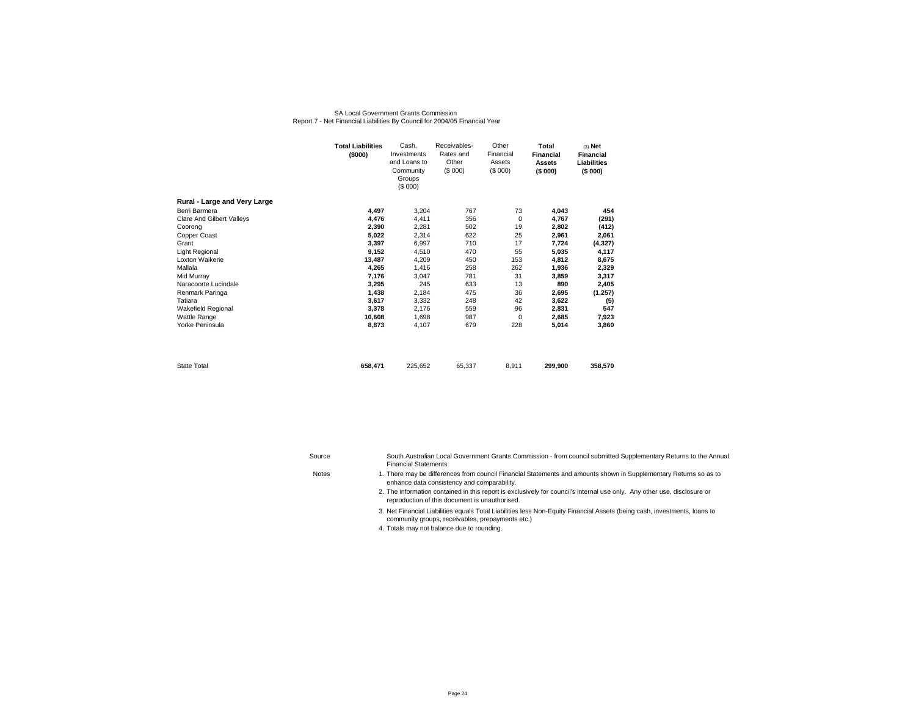SA Local Government Grants Commission
Report 7 - Net Financial Liabilities By Council for 2004/05 Financial Year

| | **Total Liabilities ($000)** | Cash, Investments and Loans to Community Groups ($ 000) | Receivables- Rates and Other ($ 000) | Other Financial Assets ($ 000) | **Total Financial Assets ($ 000)** | **(3) Net Financial Liabilities ($ 000)** |
|---|---|---|---|---|---|---|
| **Rural - Large and Very Large** | | | | | | |
| Berri Barmera | **4,497** | 3,204 | 767 | 73 | **4,043** | **454** |
| Clare And Gilbert Valleys | **4,476** | 4,411 | 356 | 0 | **4,767** | **(291)** |
| Coorong | **2,390** | 2,281 | 502 | 19 | **2,802** | **(412)** |
| Copper Coast | **5,022** | 2,314 | 622 | 25 | **2,961** | **2,061** |
| Grant | **3,397** | 6,997 | 710 | 17 | **7,724** | **(4,327)** |
| Light Regional | **9,152** | 4,510 | 470 | 55 | **5,035** | **4,117** |
| Loxton Waikerie | **13,487** | 4,209 | 450 | 153 | **4,812** | **8,675** |
| Mallala | **4,265** | 1,416 | 258 | 262 | **1,936** | **2,329** |
| Mid Murray | **7,176** | 3,047 | 781 | 31 | **3,859** | **3,317** |
| Naracoorte Lucindale | **3,295** | 245 | 633 | 13 | **890** | **2,405** |
| Renmark Paringa | **1,438** | 2,184 | 475 | 36 | **2,695** | **(1,257)** |
| Tatiara | **3,617** | 3,332 | 248 | 42 | **3,622** | **(5)** |
| Wakefield Regional | **3,378** | 2,176 | 559 | 96 | **2,831** | **547** |
| Wattle Range | **10,608** | 1,698 | 987 | 0 | **2,685** | **7,923** |
| Yorke Peninsula | **8,873** | 4,107 | 679 | 228 | **5,014** | **3,860** |
| State Total | **658,471** | 225,652 | 65,337 | 8,911 | **299,900** | **358,570** |

Source: South Australian Local Government Grants Commission - from council submitted Supplementary Returns to the Annual Financial Statements.

Notes:

1. There may be differences from council Financial Statements and amounts shown in Supplementary Returns so as to enhance data consistency and comparability.
2. The information contained in this report is exclusively for council's internal use only. Any other use, disclosure or reproduction of this document is unauthorised.
3. Net Financial Liabilities equals Total Liabilities less Non-Equity Financial Assets (being cash, investments, loans to community groups, receivables, prepayments etc.)
4. Totals may not balance due to rounding.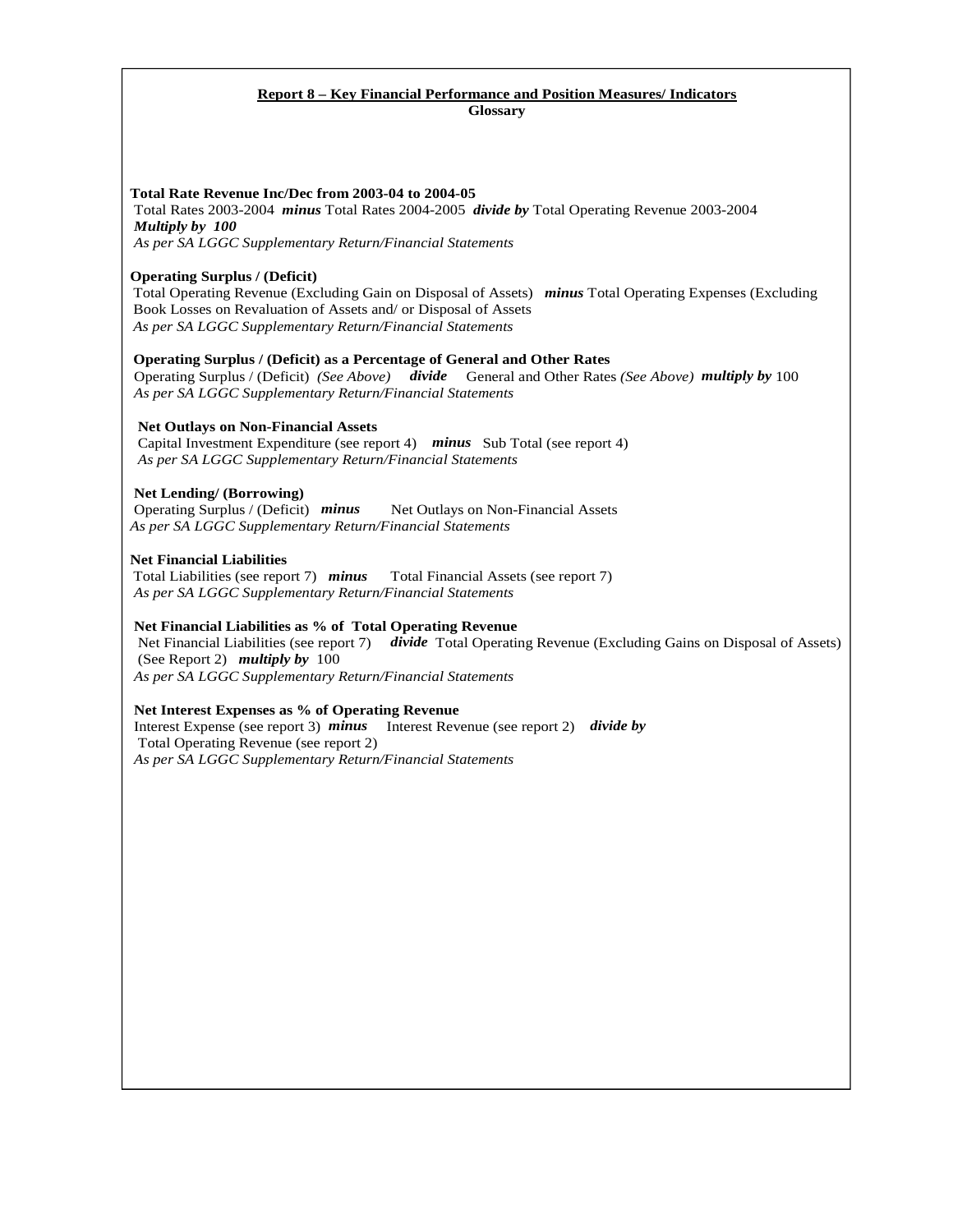**Report 8 – Key Financial Performance and Position Measures/ Indicators**

**Glossary**

**Total Rate Revenue Inc/Dec from 2003-04 to 2004-05**
Total Rates 2003-2004 ***minus*** Total Rates 2004-2005 ***divide by*** Total Operating Revenue 2003-2004
***Multiply by 100***
*As per SA LGGC Supplementary Return/Financial Statements*

**Operating Surplus / (Deficit)**
Total Operating Revenue (Excluding Gain on Disposal of Assets) ***minus*** Total Operating Expenses (Excluding Book Losses on Revaluation of Assets and/ or Disposal of Assets
*As per SA LGGC Supplementary Return/Financial Statements*

**Operating Surplus / (Deficit) as a Percentage of General and Other Rates**
Operating Surplus / (Deficit) *(See Above)* ***divide*** General and Other Rates *(See Above)* ***multiply by*** 100
*As per SA LGGC Supplementary Return/Financial Statements*

**Net Outlays on Non-Financial Assets**
Capital Investment Expenditure (see report 4) ***minus*** Sub Total (see report 4)
*As per SA LGGC Supplementary Return/Financial Statements*

**Net Lending/ (Borrowing)**
Operating Surplus / (Deficit) ***minus*** Net Outlays on Non-Financial Assets
*As per SA LGGC Supplementary Return/Financial Statements*

**Net Financial Liabilities**
Total Liabilities (see report 7) ***minus*** Total Financial Assets (see report 7)
*As per SA LGGC Supplementary Return/Financial Statements*

**Net Financial Liabilities as % of Total Operating Revenue**
Net Financial Liabilities (see report 7) ***divide*** Total Operating Revenue (Excluding Gains on Disposal of Assets) (See Report 2) ***multiply by*** 100
*As per SA LGGC Supplementary Return/Financial Statements*

**Net Interest Expenses as % of Operating Revenue**
Interest Expense (see report 3) ***minus*** Interest Revenue (see report 2) ***divide by*** Total Operating Revenue (see report 2)
*As per SA LGGC Supplementary Return/Financial Statements*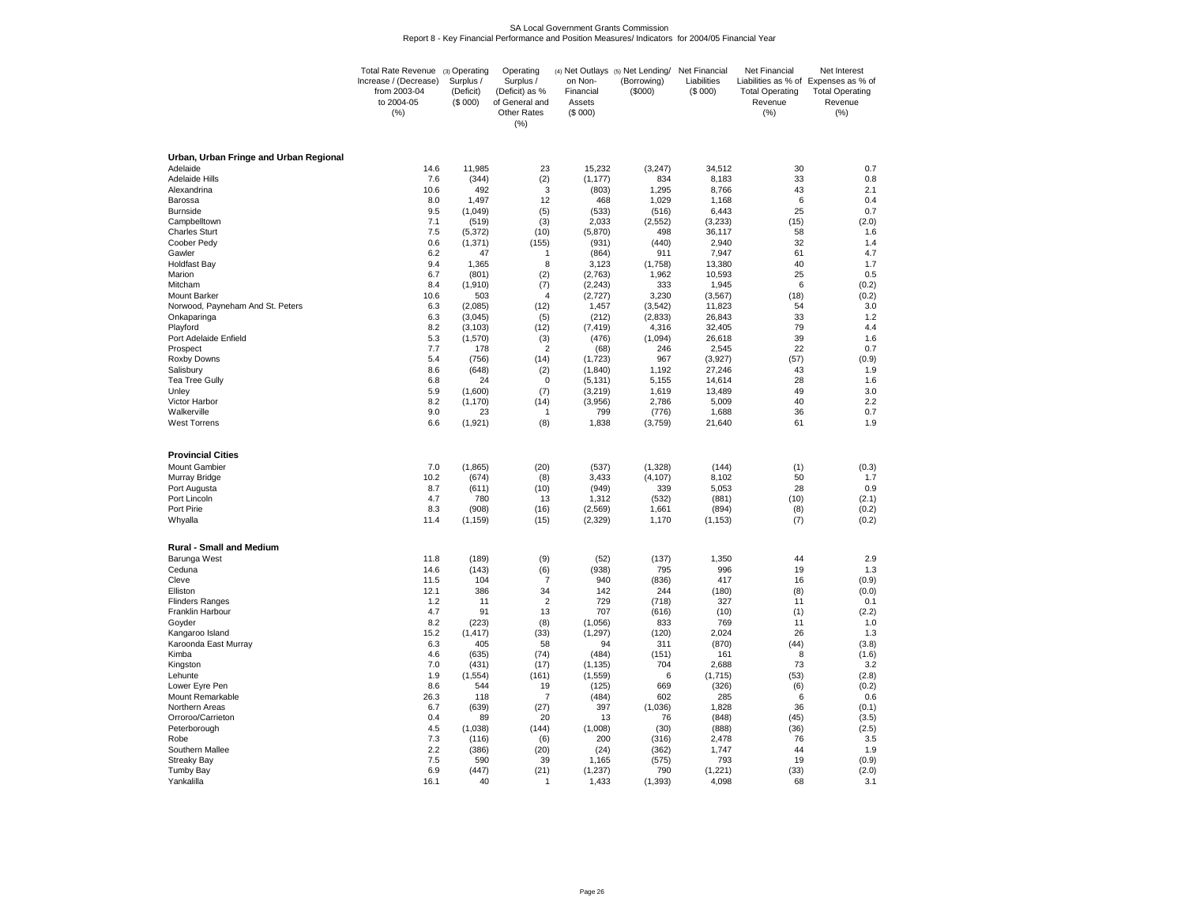SA Local Government Grants Commission

Report 8 - Key Financial Performance and Position Measures/ Indicators for 2004/05 Financial Year

| | Total Rate Revenue Increase / (Decrease) from 2003-04 to 2004-05 (%) | (3) Operating Surplus / (Deficit) ($ 000) | Operating Surplus / (Deficit) as % of General and Other Rates (%) | (4) Net Outlays on Non-Financial Assets ($ 000) | (5) Net Lending/ (Borrowing) ($000) | Net Financial Liabilities ($ 000) | Net Financial Liabilities as % of Total Operating Revenue (%) | Net Interest Expenses as % of Total Operating Revenue (%) |
|---|---|---|---|---|---|---|---|---|
| **Urban, Urban Fringe and Urban Regional** | | | | | | | | |
| Adelaide | 14.6 | 11,985 | 23 | 15,232 | (3,247) | 34,512 | 30 | 0.7 |
| Adelaide Hills | 7.6 | (344) | (2) | (1,177) | 834 | 8,183 | 33 | 0.8 |
| Alexandrina | 10.6 | 492 | 3 | (803) | 1,295 | 8,766 | 43 | 2.1 |
| Barossa | 8.0 | 1,497 | 12 | 468 | 1,029 | 1,168 | 6 | 0.4 |
| Burnside | 9.5 | (1,049) | (5) | (533) | (516) | 6,443 | 25 | 0.7 |
| Campbelltown | 7.1 | (519) | (3) | 2,033 | (2,552) | (3,233) | (15) | (2.0) |
| Charles Sturt | 7.5 | (5,372) | (10) | (5,870) | 498 | 36,117 | 58 | 1.6 |
| Coober Pedy | 0.6 | (1,371) | (155) | (931) | (440) | 2,940 | 32 | 1.4 |
| Gawler | 6.2 | 47 | 1 | (864) | 911 | 7,947 | 61 | 4.7 |
| Holdfast Bay | 9.4 | 1,365 | 8 | 3,123 | (1,758) | 13,380 | 40 | 1.7 |
| Marion | 6.7 | (801) | (2) | (2,763) | 1,962 | 10,593 | 25 | 0.5 |
| Mitcham | 8.4 | (1,910) | (7) | (2,243) | 333 | 1,945 | 6 | (0.2) |
| Mount Barker | 10.6 | 503 | 4 | (2,727) | 3,230 | (3,567) | (18) | (0.2) |
| Norwood, Payneham And St. Peters | 6.3 | (2,085) | (12) | 1,457 | (3,542) | 11,823 | 54 | 3.0 |
| Onkaparinga | 6.3 | (3,045) | (5) | (212) | (2,833) | 26,843 | 33 | 1.2 |
| Playford | 8.2 | (3,103) | (12) | (7,419) | 4,316 | 32,405 | 79 | 4.4 |
| Port Adelaide Enfield | 5.3 | (1,570) | (3) | (476) | (1,094) | 26,618 | 39 | 1.6 |
| Prospect | 7.7 | 178 | 2 | (68) | 246 | 2,545 | 22 | 0.7 |
| Roxby Downs | 5.4 | (756) | (14) | (1,723) | 967 | (3,927) | (57) | (0.9) |
| Salisbury | 8.6 | (648) | (2) | (1,840) | 1,192 | 27,246 | 43 | 1.9 |
| Tea Tree Gully | 6.8 | 24 | 0 | (5,131) | 5,155 | 14,614 | 28 | 1.6 |
| Unley | 5.9 | (1,600) | (7) | (3,219) | 1,619 | 13,489 | 49 | 3.0 |
| Victor Harbor | 8.2 | (1,170) | (14) | (3,956) | 2,786 | 5,009 | 40 | 2.2 |
| Walkerville | 9.0 | 23 | 1 | 799 | (776) | 1,688 | 36 | 0.7 |
| West Torrens | 6.6 | (1,921) | (8) | 1,838 | (3,759) | 21,640 | 61 | 1.9 |
| **Provincial Cities** | | | | | | | | |
| Mount Gambier | 7.0 | (1,865) | (20) | (537) | (1,328) | (144) | (1) | (0.3) |
| Murray Bridge | 10.2 | (674) | (8) | 3,433 | (4,107) | 8,102 | 50 | 1.7 |
| Port Augusta | 8.7 | (611) | (10) | (949) | 339 | 5,053 | 28 | 0.9 |
| Port Lincoln | 4.7 | 780 | 13 | 1,312 | (532) | (881) | (10) | (2.1) |
| Port Pirie | 8.3 | (908) | (16) | (2,569) | 1,661 | (894) | (8) | (0.2) |
| Whyalla | 11.4 | (1,159) | (15) | (2,329) | 1,170 | (1,153) | (7) | (0.2) |
| **Rural - Small and Medium** | | | | | | | | |
| Barunga West | 11.8 | (189) | (9) | (52) | (137) | 1,350 | 44 | 2.9 |
| Ceduna | 14.6 | (143) | (6) | (938) | 795 | 996 | 19 | 1.3 |
| Cleve | 11.5 | 104 | 7 | 940 | (836) | 417 | 16 | (0.9) |
| Elliston | 12.1 | 386 | 34 | 142 | 244 | (180) | (8) | (0.0) |
| Flinders Ranges | 1.2 | 11 | 2 | 729 | (718) | 327 | 11 | 0.1 |
| Franklin Harbour | 4.7 | 91 | 13 | 707 | (616) | (10) | (1) | (2.2) |
| Goyder | 8.2 | (223) | (8) | (1,056) | 833 | 769 | 11 | 1.0 |
| Kangaroo Island | 15.2 | (1,417) | (33) | (1,297) | (120) | 2,024 | 26 | 1.3 |
| Karoonda East Murray | 6.3 | 405 | 58 | 94 | 311 | (870) | (44) | (3.8) |
| Kimba | 4.6 | (635) | (74) | (484) | (151) | 161 | 8 | (1.6) |
| Kingston | 7.0 | (431) | (17) | (1,135) | 704 | 2,688 | 73 | 3.2 |
| Lehunte | 1.9 | (1,554) | (161) | (1,559) | 6 | (1,715) | (53) | (2.8) |
| Lower Eyre Pen | 8.6 | 544 | 19 | (125) | 669 | (326) | (6) | (0.2) |
| Mount Remarkable | 26.3 | 118 | 7 | (484) | 602 | 285 | 6 | 0.6 |
| Northern Areas | 6.7 | (639) | (27) | 397 | (1,036) | 1,828 | 36 | (0.1) |
| Orroroo/Carrieton | 0.4 | 89 | 20 | 13 | 76 | (848) | (45) | (3.5) |
| Peterborough | 4.5 | (1,038) | (144) | (1,008) | (30) | (888) | (36) | (2.5) |
| Robe | 7.3 | (116) | (6) | 200 | (316) | 2,478 | 76 | 3.5 |
| Southern Mallee | 2.2 | (386) | (20) | (24) | (362) | 1,747 | 44 | 1.9 |
| Streaky Bay | 7.5 | 590 | 39 | 1,165 | (575) | 793 | 19 | (0.9) |
| Tumby Bay | 6.9 | (447) | (21) | (1,237) | 790 | (1,221) | (33) | (2.0) |
| Yankalilla | 16.1 | 40 | 1 | 1,433 | (1,393) | 4,098 | 68 | 3.1 |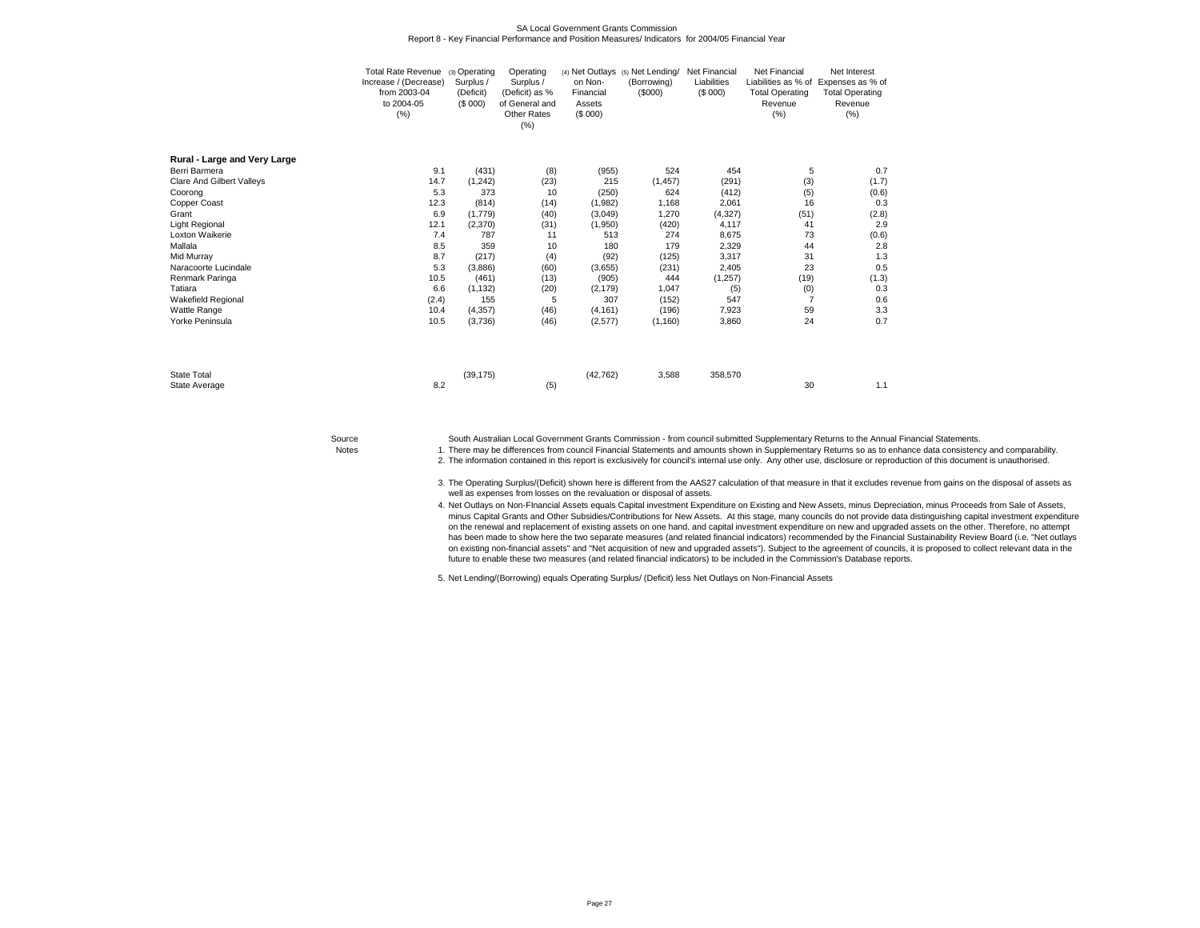SA Local Government Grants Commission

Report 8 - Key Financial Performance and Position Measures/ Indicators for 2004/05 Financial Year

| | Total Rate Revenue Increase / (Decrease) from 2003-04 to 2004-05 (%) | (3) Operating Surplus / (Deficit) ($ 000) | Operating Surplus / (Deficit) as % of General and Other Rates (%) | (4) Net Outlays on Non-Financial Assets ($ 000) | (5) Net Lending/ (Borrowing) ($000) | Net Financial Liabilities ($ 000) | Net Financial Liabilities as % of Total Operating Revenue (%) | Net Interest Expenses as % of Total Operating Revenue (%) |
|---|---|---|---|---|---|---|---|---|
| **Rural - Large and Very Large** | | | | | | | | |
| Berri Barmera | 9.1 | (431) | (8) | (955) | 524 | 454 | 5 | 0.7 |
| Clare And Gilbert Valleys | 14.7 | (1,242) | (23) | 215 | (1,457) | (291) | (3) | (1.7) |
| Coorong | 5.3 | 373 | 10 | (250) | 624 | (412) | (5) | (0.6) |
| Copper Coast | 12.3 | (814) | (14) | (1,982) | 1,168 | 2,061 | 16 | 0.3 |
| Grant | 6.9 | (1,779) | (40) | (3,049) | 1,270 | (4,327) | (51) | (2.8) |
| Light Regional | 12.1 | (2,370) | (31) | (1,950) | (420) | 4,117 | 41 | 2.9 |
| Loxton Waikerie | 7.4 | 787 | 11 | 513 | 274 | 8,675 | 73 | (0.6) |
| Mallala | 8.5 | 359 | 10 | 180 | 179 | 2,329 | 44 | 2.8 |
| Mid Murray | 8.7 | (217) | (4) | (92) | (125) | 3,317 | 31 | 1.3 |
| Naracoorte Lucindale | 5.3 | (3,886) | (60) | (3,655) | (231) | 2,405 | 23 | 0.5 |
| Renmark Paringa | 10.5 | (461) | (13) | (905) | 444 | (1,257) | (19) | (1.3) |
| Tatiara | 6.6 | (1,132) | (20) | (2,179) | 1,047 | (5) | (0) | 0.3 |
| Wakefield Regional | (2.4) | 155 | 5 | 307 | (152) | 547 | 7 | 0.6 |
| Wattle Range | 10.4 | (4,357) | (46) | (4,161) | (196) | 7,923 | 59 | 3.3 |
| Yorke Peninsula | 10.5 | (3,736) | (46) | (2,577) | (1,160) | 3,860 | 24 | 0.7 |
| State Total | | (39,175) | | (42,762) | 3,588 | 358,570 | | |
| State Average | 8.2 | | (5) | | | | 30 | 1.1 |

Source: South Australian Local Government Grants Commission - from council submitted Supplementary Returns to the Annual Financial Statements.

Notes:

1. There may be differences from council Financial Statements and amounts shown in Supplementary Returns so as to enhance data consistency and comparability.
2. The information contained in this report is exclusively for council's internal use only. Any other use, disclosure or reproduction of this document is unauthorised.
3. The Operating Surplus/(Deficit) shown here is different from the AAS27 calculation of that measure in that it excludes revenue from gains on the disposal of assets as well as expenses from losses on the revaluation or disposal of assets.
4. Net Outlays on Non-FInancial Assets equals Capital investment Expenditure on Existing and New Assets, minus Depreciation, minus Proceeds from Sale of Assets, minus Capital Grants and Other Subsidies/Contributions for New Assets. At this stage, many councils do not provide data distinguishing capital investment expenditure on the renewal and replacement of existing assets on one hand, and capital investment expenditure on new and upgraded assets on the other. Therefore, no attempt has been made to show here the two separate measures (and related financial indicators) recommended by the Financial Sustainability Review Board (i.e. "Net outlays on existing non-financial assets" and "Net acquisition of new and upgraded assets"). Subject to the agreement of councils, it is proposed to collect relevant data in the future to enable these two measures (and related financial indicators) to be included in the Commission's Database reports.
5. Net Lending/(Borrowing) equals Operating Surplus/ (Deficit) less Net Outlays on Non-Financial Assets